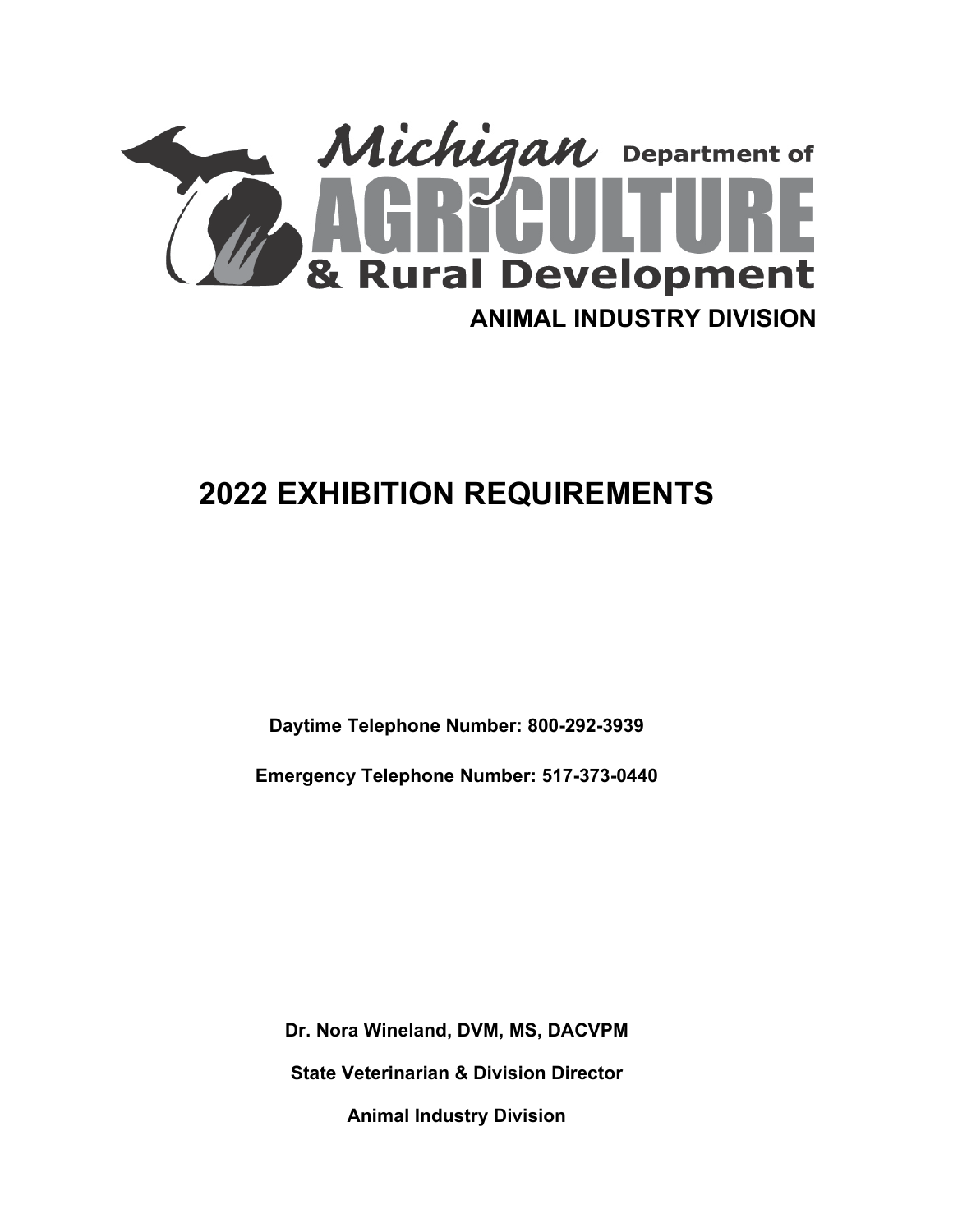Michigan Department of AGRICULTURE & Rural Development

ANIMAL INDUSTRY DIVISION

# 2022 EXHIBITION REQUIREMENTS

**Daytime Telephone Number: 800-292-3939**

**Emergency Telephone Number: 517-373-0440**

**Dr. Nora Wineland, DVM, MS, DACVPM**

**State Veterinarian & Division Director**

**Animal Industry Division**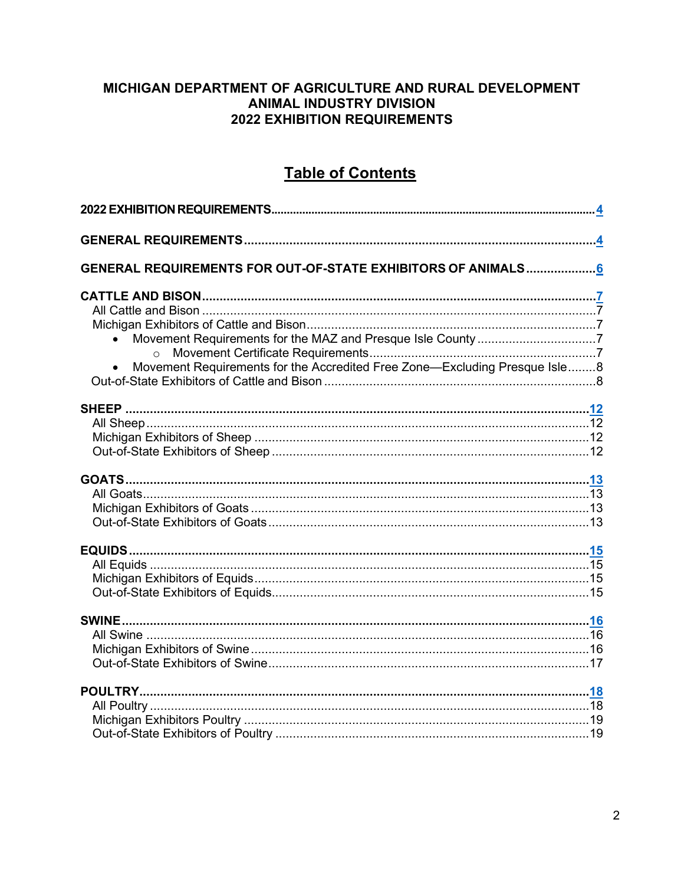**MICHIGAN DEPARTMENT OF AGRICULTURE AND RURAL DEVELOPMENT**
**ANIMAL INDUSTRY DIVISION**
**2022 EXHIBITION REQUIREMENTS**

# Table of Contents

**2022 EXHIBITION REQUIREMENTS** .......... 4

**GENERAL REQUIREMENTS** .......... 4

**GENERAL REQUIREMENTS FOR OUT-OF-STATE EXHIBITORS OF ANIMALS** .......... 6

**CATTLE AND BISON** .......... 7
- All Cattle and Bison .......... 7
- Michigan Exhibitors of Cattle and Bison .......... 7
    - Movement Requirements for the MAZ and Presque Isle County .......... 7
        - Movement Certificate Requirements .......... 7
    - Movement Requirements for the Accredited Free Zone—Excluding Presque Isle .......... 8
- Out-of-State Exhibitors of Cattle and Bison .......... 8

**SHEEP** .......... 12
- All Sheep .......... 12
- Michigan Exhibitors of Sheep .......... 12
- Out-of-State Exhibitors of Sheep .......... 12

**GOATS** .......... 13
- All Goats .......... 13
- Michigan Exhibitors of Goats .......... 13
- Out-of-State Exhibitors of Goats .......... 13

**EQUIDS** .......... 15
- All Equids .......... 15
- Michigan Exhibitors of Equids .......... 15
- Out-of-State Exhibitors of Equids .......... 15

**SWINE** .......... 16
- All Swine .......... 16
- Michigan Exhibitors of Swine .......... 16
- Out-of-State Exhibitors of Swine .......... 17

**POULTRY** .......... 18
- All Poultry .......... 18
- Michigan Exhibitors Poultry .......... 19
- Out-of-State Exhibitors of Poultry .......... 19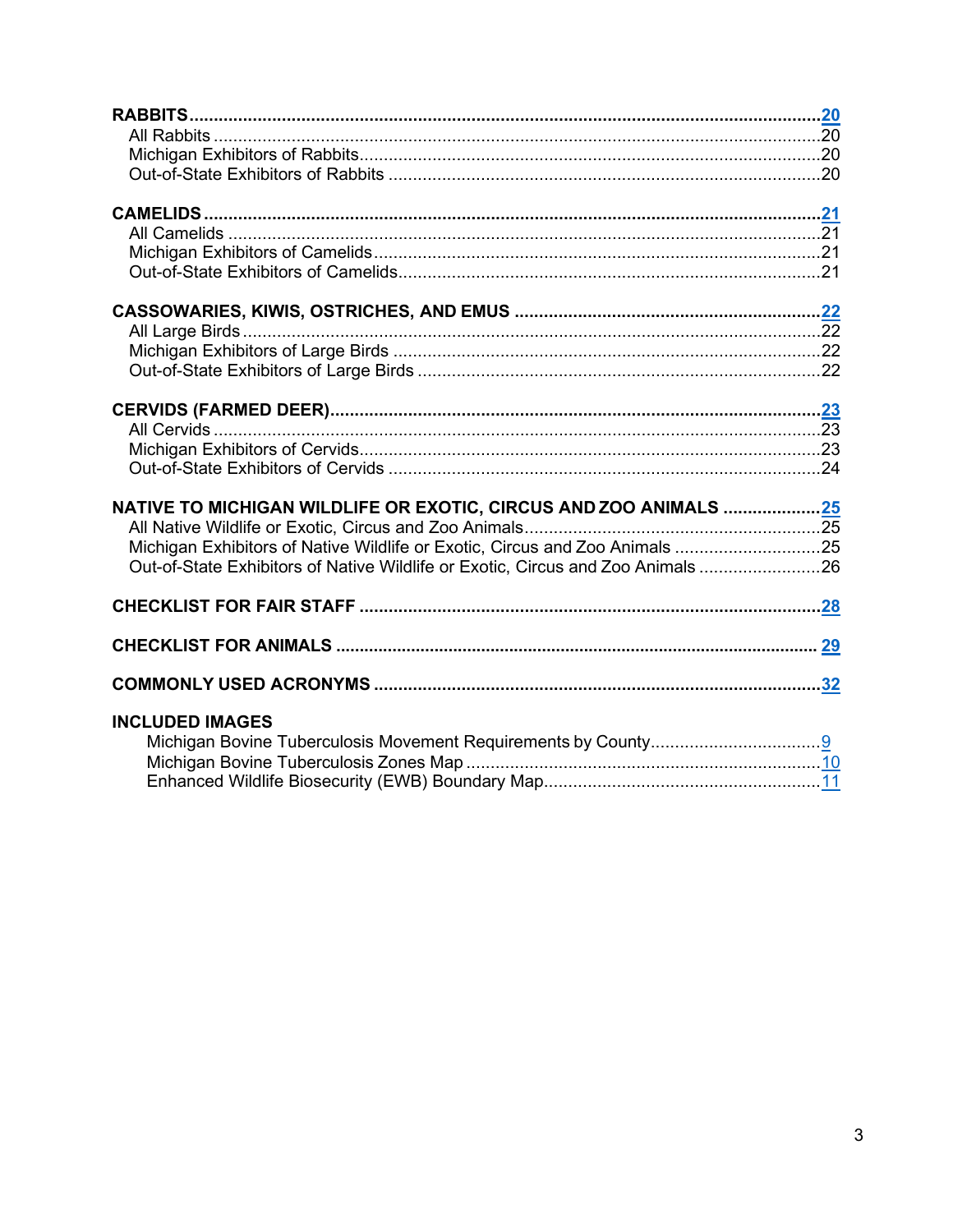**RABBITS** .......... 20
- All Rabbits .......... 20
- Michigan Exhibitors of Rabbits .......... 20
- Out-of-State Exhibitors of Rabbits .......... 20

**CAMELIDS** .......... 21
- All Camelids .......... 21
- Michigan Exhibitors of Camelids .......... 21
- Out-of-State Exhibitors of Camelids .......... 21

**CASSOWARIES, KIWIS, OSTRICHES, AND EMUS** .......... 22
- All Large Birds .......... 22
- Michigan Exhibitors of Large Birds .......... 22
- Out-of-State Exhibitors of Large Birds .......... 22

**CERVIDS (FARMED DEER)** .......... 23
- All Cervids .......... 23
- Michigan Exhibitors of Cervids .......... 23
- Out-of-State Exhibitors of Cervids .......... 24

**NATIVE TO MICHIGAN WILDLIFE OR EXOTIC, CIRCUS AND ZOO ANIMALS** .......... 25
- All Native Wildlife or Exotic, Circus and Zoo Animals .......... 25
- Michigan Exhibitors of Native Wildlife or Exotic, Circus and Zoo Animals .......... 25
- Out-of-State Exhibitors of Native Wildlife or Exotic, Circus and Zoo Animals .......... 26

**CHECKLIST FOR FAIR STAFF** .......... 28

**CHECKLIST FOR ANIMALS** .......... 29

**COMMONLY USED ACRONYMS** .......... 32

**INCLUDED IMAGES**
- Michigan Bovine Tuberculosis Movement Requirements by County .......... 9
- Michigan Bovine Tuberculosis Zones Map .......... 10
- Enhanced Wildlife Biosecurity (EWB) Boundary Map .......... 11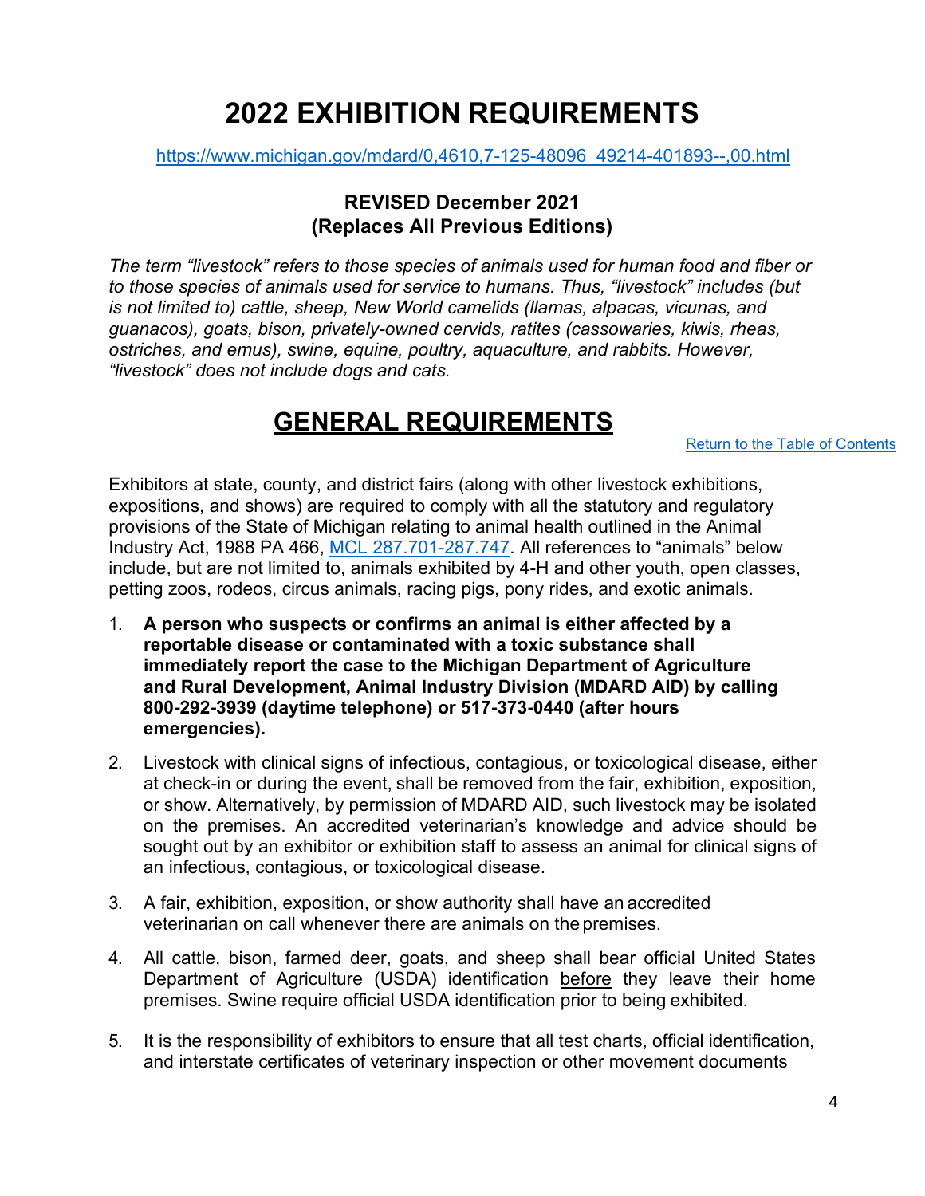# 2022 EXHIBITION REQUIREMENTS

[https://www.michigan.gov/mdard/0,4610,7-125-48096_49214-401893--,00.html](https://www.michigan.gov/mdard/0,4610,7-125-48096_49214-401893--,00.html)

**REVISED December 2021**
**(Replaces All Previous Editions)**

*The term "livestock" refers to those species of animals used for human food and fiber or to those species of animals used for service to humans. Thus, "livestock" includes (but is not limited to) cattle, sheep, New World camelids (llamas, alpacas, vicunas, and guanacos), goats, bison, privately-owned cervids, ratites (cassowaries, kiwis, rheas, ostriches, and emus), swine, equine, poultry, aquaculture, and rabbits. However, "livestock" does not include dogs and cats.*

## GENERAL REQUIREMENTS

Return to the Table of Contents

Exhibitors at state, county, and district fairs (along with other livestock exhibitions, expositions, and shows) are required to comply with all the statutory and regulatory provisions of the State of Michigan relating to animal health outlined in the Animal Industry Act, 1988 PA 466, MCL 287.701-287.747. All references to "animals" below include, but are not limited to, animals exhibited by 4-H and other youth, open classes, petting zoos, rodeos, circus animals, racing pigs, pony rides, and exotic animals.

1. **A person who suspects or confirms an animal is either affected by a reportable disease or contaminated with a toxic substance shall immediately report the case to the Michigan Department of Agriculture and Rural Development, Animal Industry Division (MDARD AID) by calling 800-292-3939 (daytime telephone) or 517-373-0440 (after hours emergencies).**

2. Livestock with clinical signs of infectious, contagious, or toxicological disease, either at check-in or during the event, shall be removed from the fair, exhibition, exposition, or show. Alternatively, by permission of MDARD AID, such livestock may be isolated on the premises. An accredited veterinarian's knowledge and advice should be sought out by an exhibitor or exhibition staff to assess an animal for clinical signs of an infectious, contagious, or toxicological disease.

3. A fair, exhibition, exposition, or show authority shall have an accredited veterinarian on call whenever there are animals on the premises.

4. All cattle, bison, farmed deer, goats, and sheep shall bear official United States Department of Agriculture (USDA) identification <u>before</u> they leave their home premises. Swine require official USDA identification prior to being exhibited.

5. It is the responsibility of exhibitors to ensure that all test charts, official identification, and interstate certificates of veterinary inspection or other movement documents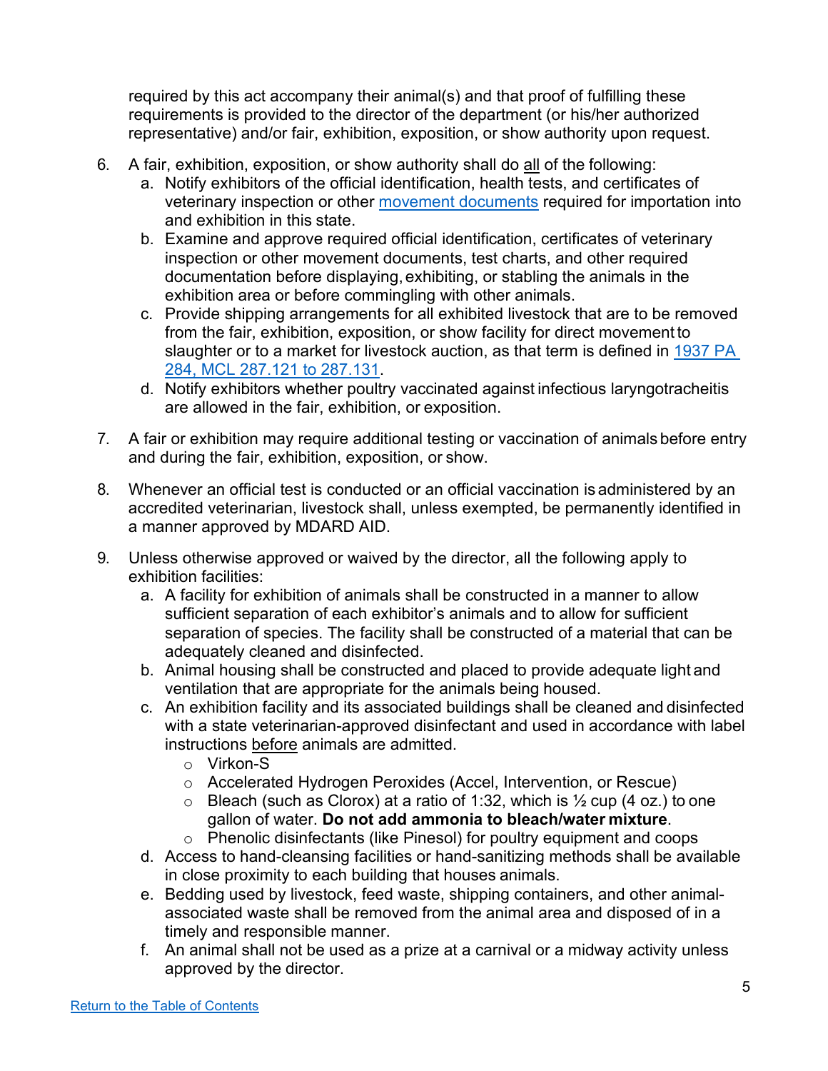required by this act accompany their animal(s) and that proof of fulfilling these requirements is provided to the director of the department (or his/her authorized representative) and/or fair, exhibition, exposition, or show authority upon request.

6. A fair, exhibition, exposition, or show authority shall do all of the following:
   a. Notify exhibitors of the official identification, health tests, and certificates of veterinary inspection or other [movement documents](#) required for importation into and exhibition in this state.
   b. Examine and approve required official identification, certificates of veterinary inspection or other movement documents, test charts, and other required documentation before displaying, exhibiting, or stabling the animals in the exhibition area or before commingling with other animals.
   c. Provide shipping arrangements for all exhibited livestock that are to be removed from the fair, exhibition, exposition, or show facility for direct movement to slaughter or to a market for livestock auction, as that term is defined in [1937 PA 284, MCL 287.121 to 287.131](#).
   d. Notify exhibitors whether poultry vaccinated against infectious laryngotracheitis are allowed in the fair, exhibition, or exposition.

7. A fair or exhibition may require additional testing or vaccination of animals before entry and during the fair, exhibition, exposition, or show.

8. Whenever an official test is conducted or an official vaccination is administered by an accredited veterinarian, livestock shall, unless exempted, be permanently identified in a manner approved by MDARD AID.

9. Unless otherwise approved or waived by the director, all the following apply to exhibition facilities:
   a. A facility for exhibition of animals shall be constructed in a manner to allow sufficient separation of each exhibitor's animals and to allow for sufficient separation of species. The facility shall be constructed of a material that can be adequately cleaned and disinfected.
   b. Animal housing shall be constructed and placed to provide adequate light and ventilation that are appropriate for the animals being housed.
   c. An exhibition facility and its associated buildings shall be cleaned and disinfected with a state veterinarian-approved disinfectant and used in accordance with label instructions before animals are admitted.
      - Virkon-S
      - Accelerated Hydrogen Peroxides (Accel, Intervention, or Rescue)
      - Bleach (such as Clorox) at a ratio of 1:32, which is ½ cup (4 oz.) to one gallon of water. **Do not add ammonia to bleach/water mixture**.
      - Phenolic disinfectants (like Pinesol) for poultry equipment and coops
   d. Access to hand-cleansing facilities or hand-sanitizing methods shall be available in close proximity to each building that houses animals.
   e. Bedding used by livestock, feed waste, shipping containers, and other animal-associated waste shall be removed from the animal area and disposed of in a timely and responsible manner.
   f. An animal shall not be used as a prize at a carnival or a midway activity unless approved by the director.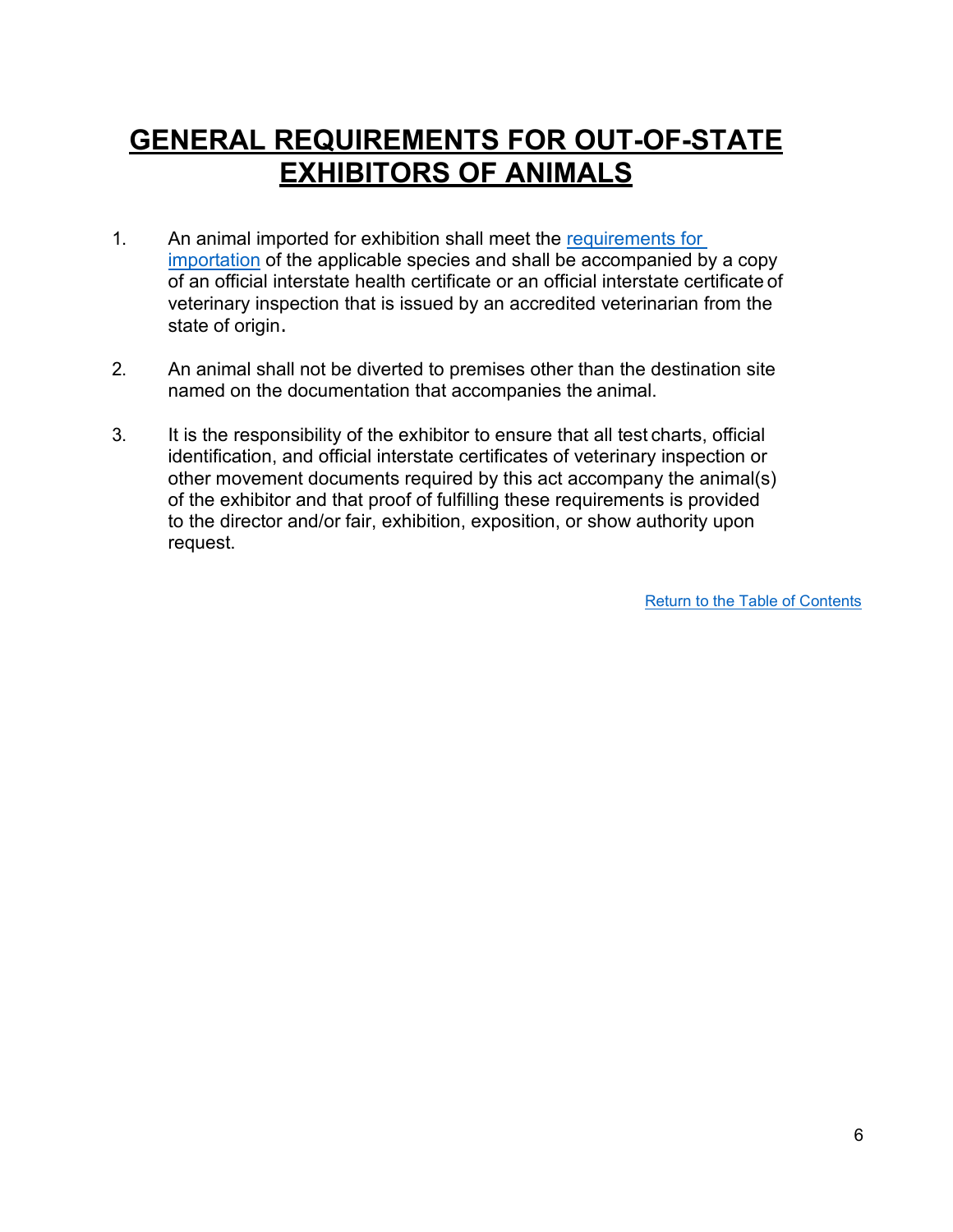# GENERAL REQUIREMENTS FOR OUT-OF-STATE EXHIBITORS OF ANIMALS

1. An animal imported for exhibition shall meet the requirements for importation of the applicable species and shall be accompanied by a copy of an official interstate health certificate or an official interstate certificate of veterinary inspection that is issued by an accredited veterinarian from the state of origin.

2. An animal shall not be diverted to premises other than the destination site named on the documentation that accompanies the animal.

3. It is the responsibility of the exhibitor to ensure that all test charts, official identification, and official interstate certificates of veterinary inspection or other movement documents required by this act accompany the animal(s) of the exhibitor and that proof of fulfilling these requirements is provided to the director and/or fair, exhibition, exposition, or show authority upon request.

Return to the Table of Contents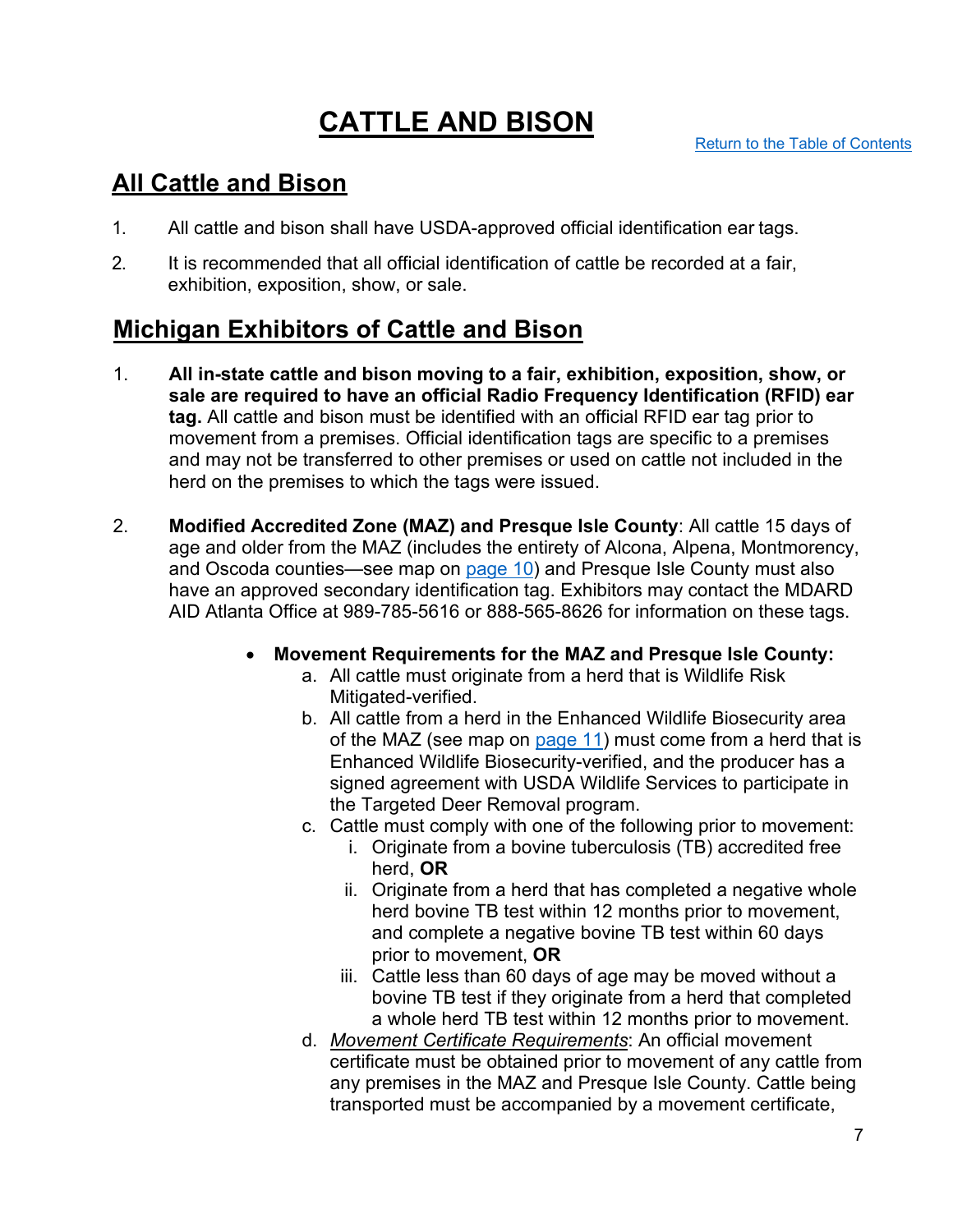# CATTLE AND BISON

[Return to the Table of Contents]

## All Cattle and Bison

1. All cattle and bison shall have USDA-approved official identification ear tags.
2. It is recommended that all official identification of cattle be recorded at a fair, exhibition, exposition, show, or sale.

## Michigan Exhibitors of Cattle and Bison

1. **All in-state cattle and bison moving to a fair, exhibition, exposition, show, or sale are required to have an official Radio Frequency Identification (RFID) ear tag.** All cattle and bison must be identified with an official RFID ear tag prior to movement from a premises. Official identification tags are specific to a premises and may not be transferred to other premises or used on cattle not included in the herd on the premises to which the tags were issued.

2. **Modified Accredited Zone (MAZ) and Presque Isle County**: All cattle 15 days of age and older from the MAZ (includes the entirety of Alcona, Alpena, Montmorency, and Oscoda counties—see map on page 10) and Presque Isle County must also have an approved secondary identification tag. Exhibitors may contact the MDARD AID Atlanta Office at 989-785-5616 or 888-565-8626 for information on these tags.

   - **Movement Requirements for the MAZ and Presque Isle County:**
     a. All cattle must originate from a herd that is Wildlife Risk Mitigated-verified.
     b. All cattle from a herd in the Enhanced Wildlife Biosecurity area of the MAZ (see map on page 11) must come from a herd that is Enhanced Wildlife Biosecurity-verified, and the producer has a signed agreement with USDA Wildlife Services to participate in the Targeted Deer Removal program.
     c. Cattle must comply with one of the following prior to movement:
        i. Originate from a bovine tuberculosis (TB) accredited free herd, **OR**
        ii. Originate from a herd that has completed a negative whole herd bovine TB test within 12 months prior to movement, and complete a negative bovine TB test within 60 days prior to movement, **OR**
        iii. Cattle less than 60 days of age may be moved without a bovine TB test if they originate from a herd that completed a whole herd TB test within 12 months prior to movement.
     d. *Movement Certificate Requirements*: An official movement certificate must be obtained prior to movement of any cattle from any premises in the MAZ and Presque Isle County. Cattle being transported must be accompanied by a movement certificate,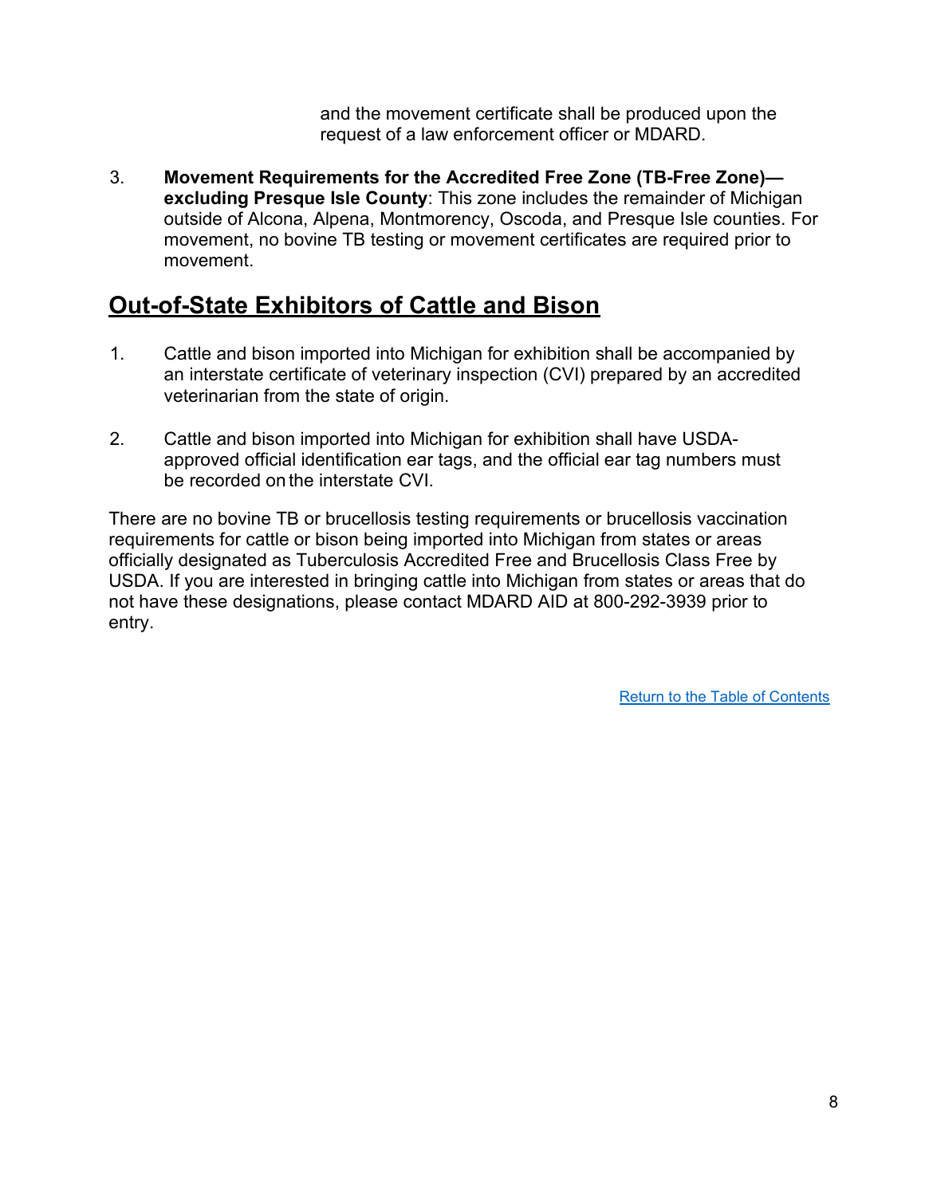and the movement certificate shall be produced upon the request of a law enforcement officer or MDARD.

3. **Movement Requirements for the Accredited Free Zone (TB-Free Zone)—excluding Presque Isle County**: This zone includes the remainder of Michigan outside of Alcona, Alpena, Montmorency, Oscoda, and Presque Isle counties. For movement, no bovine TB testing or movement certificates are required prior to movement.

## Out-of-State Exhibitors of Cattle and Bison

1. Cattle and bison imported into Michigan for exhibition shall be accompanied by an interstate certificate of veterinary inspection (CVI) prepared by an accredited veterinarian from the state of origin.

2. Cattle and bison imported into Michigan for exhibition shall have USDA-approved official identification ear tags, and the official ear tag numbers must be recorded on the interstate CVI.

There are no bovine TB or brucellosis testing requirements or brucellosis vaccination requirements for cattle or bison being imported into Michigan from states or areas officially designated as Tuberculosis Accredited Free and Brucellosis Class Free by USDA. If you are interested in bringing cattle into Michigan from states or areas that do not have these designations, please contact MDARD AID at 800-292-3939 prior to entry.

Return to the Table of Contents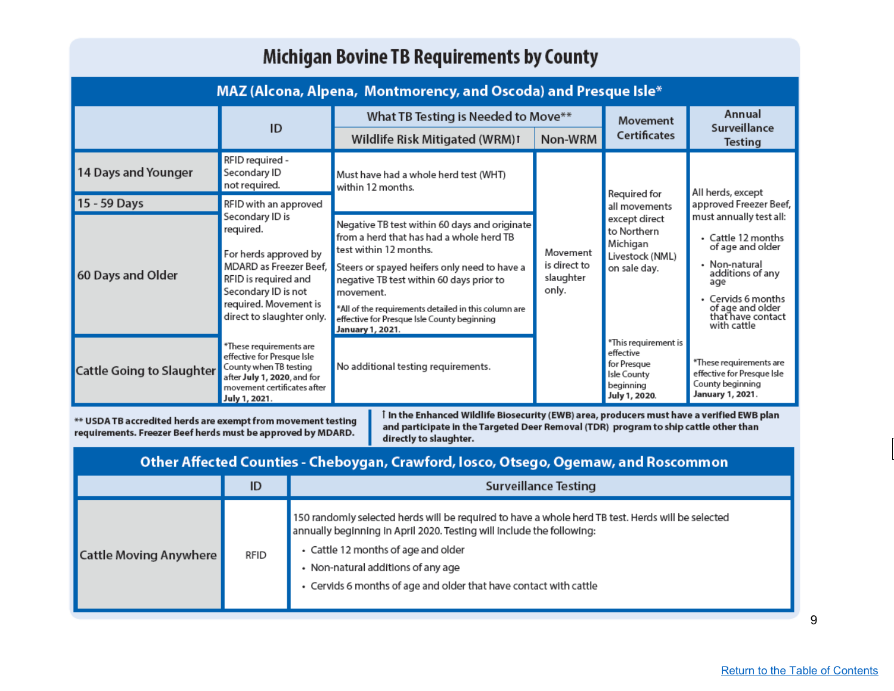# Michigan Bovine TB Requirements by County

## MAZ (Alcona, Alpena, Montmorency, and Oscoda) and Presque Isle*

| | ID | What TB Testing is Needed to Move** | | Movement Certificates | Annual Surveillance Testing |
|---|---|---|---|---|---|
| | | Wildlife Risk Mitigated (WRM)† | Non-WRM | | |
| 14 Days and Younger | RFID required - Secondary ID not required. | Must have had a whole herd test (WHT) within 12 months. | Movement is direct to slaughter only. | Required for all movements except direct to Northern Michigan Livestock (NML) on sale day.<br><br>*This requirement is effective for Presque Isle County beginning **July 1, 2020**. | All herds, except approved Freezer Beef, must annually test all:<br>• Cattle 12 months of age and older<br>• Non-natural additions of any age<br>• Cervids 6 months of age and older that have contact with cattle<br><br>*These requirements are effective for Presque Isle County beginning **January 1, 2021**. |
| 15 - 59 Days | RFID with an approved Secondary ID is required.<br><br>For herds approved by MDARD as Freezer Beef, RFID is required and Secondary ID is not required. Movement is direct to slaughter only. | Negative TB test within 60 days and originate from a herd that has had a whole herd TB test within 12 months.<br><br>Steers or spayed heifers only need to have a negative TB test within 60 days prior to movement.<br><br>*All of the requirements detailed in this column are effective for Presque Isle County beginning **January 1, 2021**. | | | |
| 60 Days and Older | | | | | |
| Cattle Going to Slaughter | *These requirements are effective for Presque Isle County when TB testing after **July 1, 2020**, and for movement certificates after **July 1, 2021**. | No additional testing requirements. | | | |

**\*\* USDA TB accredited herds are exempt from movement testing requirements. Freezer Beef herds must be approved by MDARD.**

**† In the Enhanced Wildlife Biosecurity (EWB) area, producers must have a verified EWB plan and participate in the Targeted Deer Removal (TDR) program to ship cattle other than directly to slaughter.**

## Other Affected Counties - Cheboygan, Crawford, Iosco, Otsego, Ogemaw, and Roscommon

| | ID | Surveillance Testing |
|---|---|---|
| Cattle Moving Anywhere | RFID | 150 randomly selected herds will be required to have a whole herd TB test. Herds will be selected annually beginning in April 2020. Testing will include the following:<br>• Cattle 12 months of age and older<br>• Non-natural additions of any age<br>• Cervids 6 months of age and older that have contact with cattle |

[Return to the Table of Contents]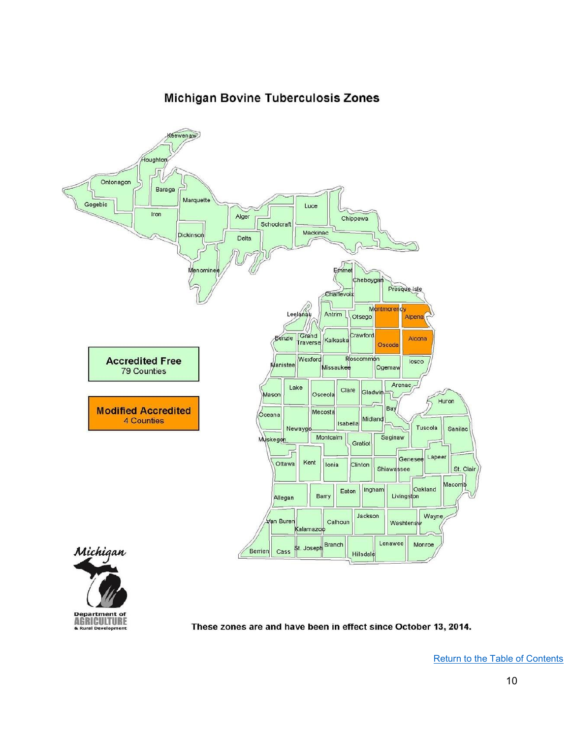# Michigan Bovine Tuberculosis Zones

**Accredited Free**
79 Counties

**Modified Accredited**
4 Counties

**These zones are and have been in effect since October 13, 2014.**

Return to the Table of Contents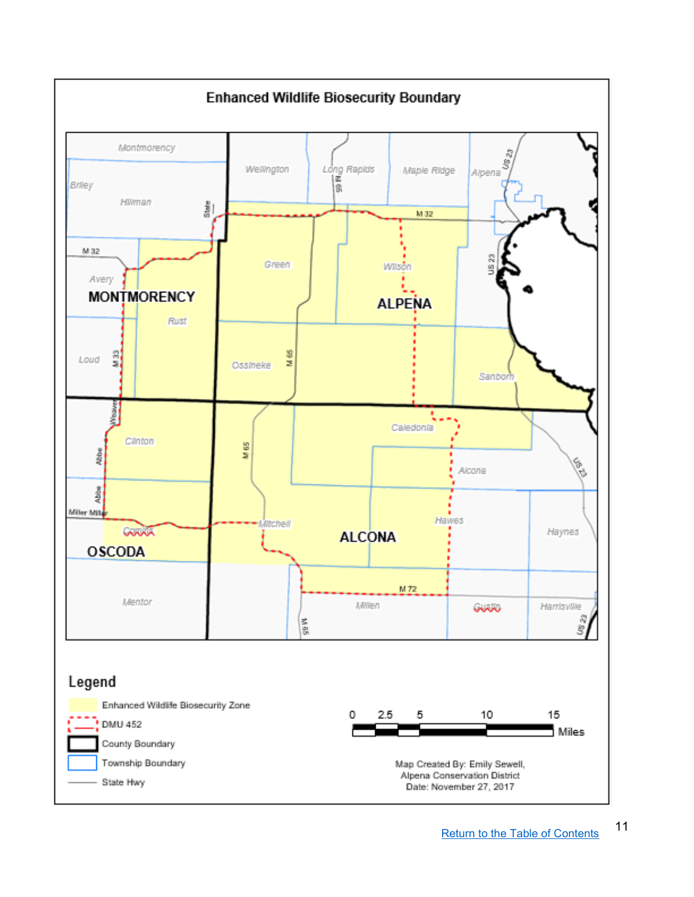## Enhanced Wildlife Biosecurity Boundary

Montmorency, Briley, Hillman, Wellington, Long Rapids, Maple Ridge, Alpena, Avery, Green, Wilson, MONTMORENCY, ALPENA, Rust, Loud, Ossineke, Sanborn, Clinton, Caledonia, Alcona, Mitchell, Hawes, Haynes, ALCONA, Comins, OSCODA, Mentor, Millen, Gustin, Harrisville

M 32, M 65, US 23, M 33, M 72, State, Weaver, Abbe, Miller Mill

### Legend

- Enhanced Wildlife Biosecurity Zone
- DMU 452
- County Boundary
- Township Boundary
- State Hwy

0 2.5 5 10 15 Miles

Map Created By: Emily Sewell, Alpena Conservation District
Date: November 27, 2017

Return to the Table of Contents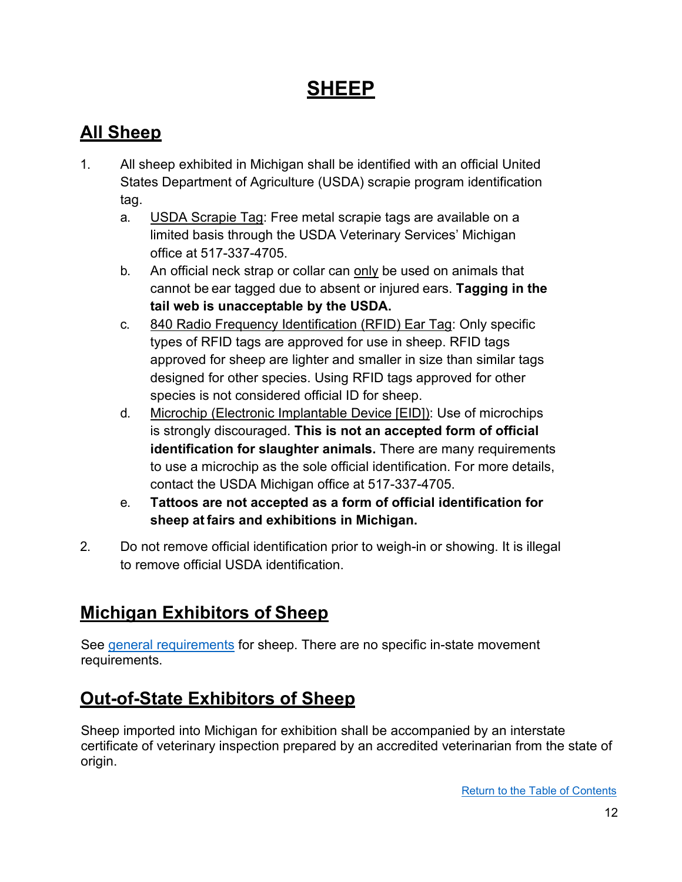# SHEEP

## All Sheep

1. All sheep exhibited in Michigan shall be identified with an official United States Department of Agriculture (USDA) scrapie program identification tag.
    a. USDA Scrapie Tag: Free metal scrapie tags are available on a limited basis through the USDA Veterinary Services' Michigan office at 517-337-4705.
    b. An official neck strap or collar can only be used on animals that cannot be ear tagged due to absent or injured ears. **Tagging in the tail web is unacceptable by the USDA.**
    c. 840 Radio Frequency Identification (RFID) Ear Tag: Only specific types of RFID tags are approved for use in sheep. RFID tags approved for sheep are lighter and smaller in size than similar tags designed for other species. Using RFID tags approved for other species is not considered official ID for sheep.
    d. Microchip (Electronic Implantable Device [EID]): Use of microchips is strongly discouraged. **This is not an accepted form of official identification for slaughter animals.** There are many requirements to use a microchip as the sole official identification. For more details, contact the USDA Michigan office at 517-337-4705.
    e. **Tattoos are not accepted as a form of official identification for sheep at fairs and exhibitions in Michigan.**
2. Do not remove official identification prior to weigh-in or showing. It is illegal to remove official USDA identification.

## Michigan Exhibitors of Sheep

See general requirements for sheep. There are no specific in-state movement requirements.

## Out-of-State Exhibitors of Sheep

Sheep imported into Michigan for exhibition shall be accompanied by an interstate certificate of veterinary inspection prepared by an accredited veterinarian from the state of origin.

Return to the Table of Contents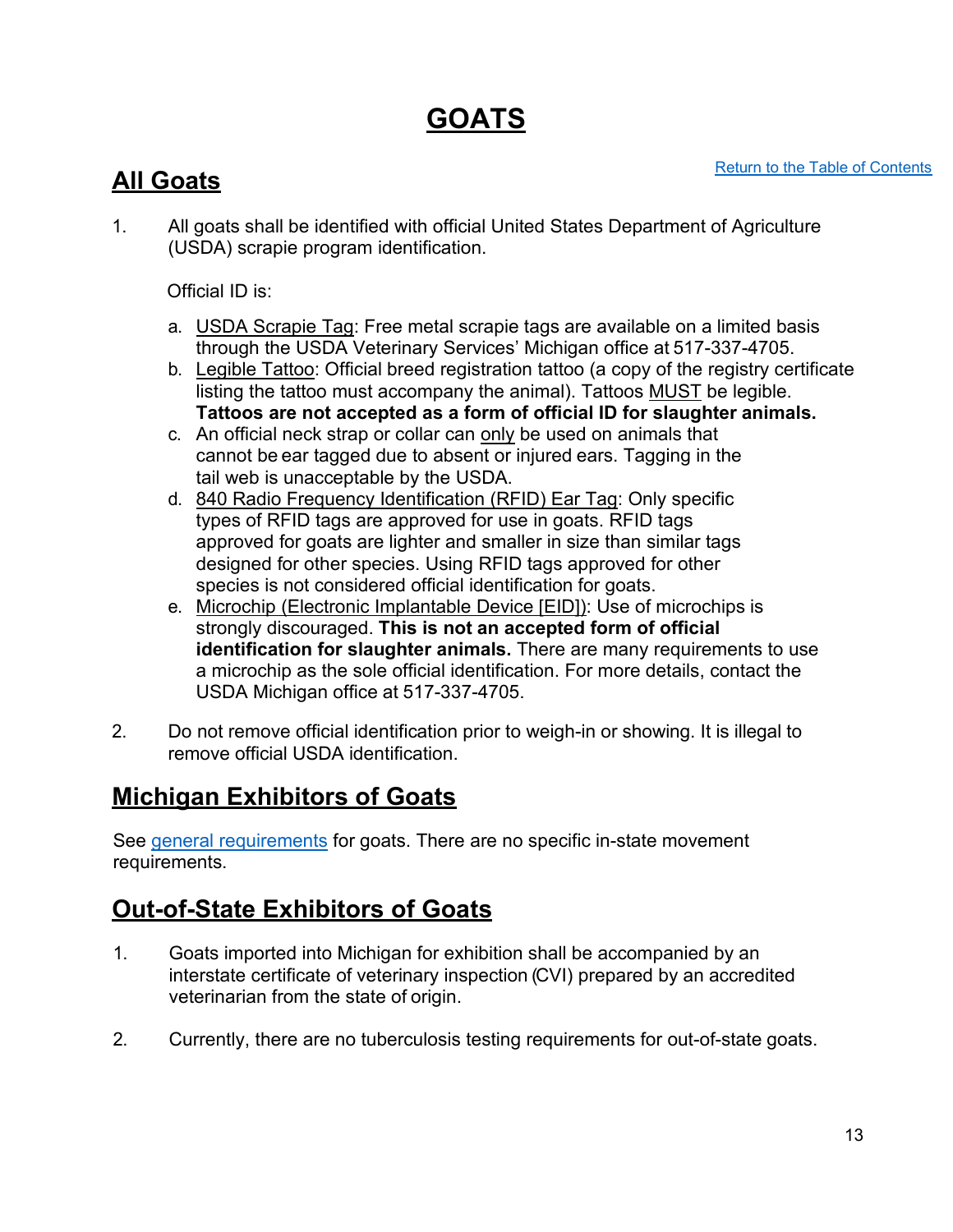# GOATS

Return to the Table of Contents

## All Goats

1. All goats shall be identified with official United States Department of Agriculture (USDA) scrapie program identification.

   Official ID is:

   a. USDA Scrapie Tag: Free metal scrapie tags are available on a limited basis through the USDA Veterinary Services' Michigan office at 517-337-4705.
   b. Legible Tattoo: Official breed registration tattoo (a copy of the registry certificate listing the tattoo must accompany the animal). Tattoos MUST be legible. **Tattoos are not accepted as a form of official ID for slaughter animals.**
   c. An official neck strap or collar can only be used on animals that cannot be ear tagged due to absent or injured ears. Tagging in the tail web is unacceptable by the USDA.
   d. 840 Radio Frequency Identification (RFID) Ear Tag: Only specific types of RFID tags are approved for use in goats. RFID tags approved for goats are lighter and smaller in size than similar tags designed for other species. Using RFID tags approved for other species is not considered official identification for goats.
   e. Microchip (Electronic Implantable Device [EID]): Use of microchips is strongly discouraged. **This is not an accepted form of official identification for slaughter animals.** There are many requirements to use a microchip as the sole official identification. For more details, contact the USDA Michigan office at 517-337-4705.

2. Do not remove official identification prior to weigh-in or showing. It is illegal to remove official USDA identification.

## Michigan Exhibitors of Goats

See general requirements for goats. There are no specific in-state movement requirements.

## Out-of-State Exhibitors of Goats

1. Goats imported into Michigan for exhibition shall be accompanied by an interstate certificate of veterinary inspection (CVI) prepared by an accredited veterinarian from the state of origin.

2. Currently, there are no tuberculosis testing requirements for out-of-state goats.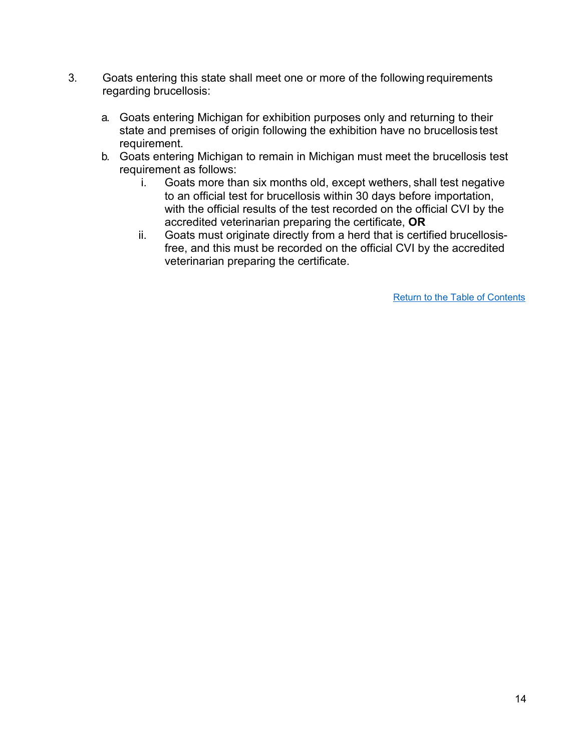3. Goats entering this state shall meet one or more of the following requirements regarding brucellosis:

    a. Goats entering Michigan for exhibition purposes only and returning to their state and premises of origin following the exhibition have no brucellosis test requirement.
    b. Goats entering Michigan to remain in Michigan must meet the brucellosis test requirement as follows:
        i. Goats more than six months old, except wethers, shall test negative to an official test for brucellosis within 30 days before importation, with the official results of the test recorded on the official CVI by the accredited veterinarian preparing the certificate, **OR**
        ii. Goats must originate directly from a herd that is certified brucellosis-free, and this must be recorded on the official CVI by the accredited veterinarian preparing the certificate.

Return to the Table of Contents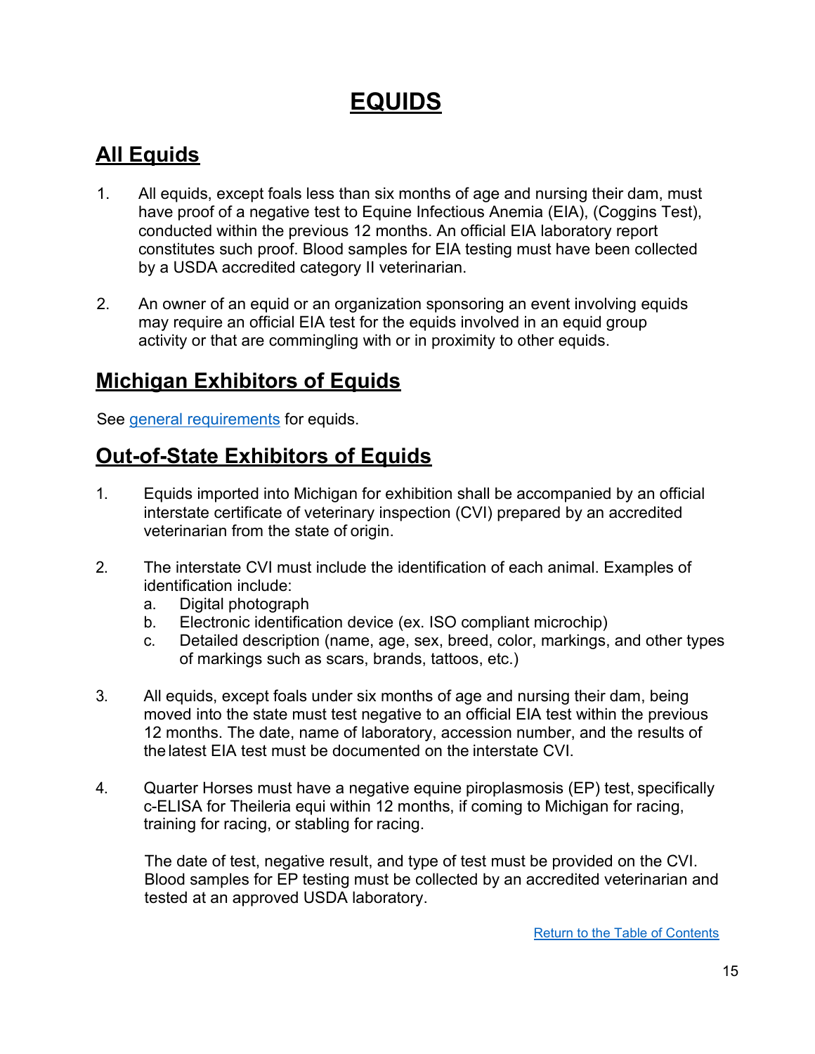# EQUIDS

## All Equids

1. All equids, except foals less than six months of age and nursing their dam, must have proof of a negative test to Equine Infectious Anemia (EIA), (Coggins Test), conducted within the previous 12 months. An official EIA laboratory report constitutes such proof. Blood samples for EIA testing must have been collected by a USDA accredited category II veterinarian.

2. An owner of an equid or an organization sponsoring an event involving equids may require an official EIA test for the equids involved in an equid group activity or that are commingling with or in proximity to other equids.

## Michigan Exhibitors of Equids

See [general requirements](#) for equids.

## Out-of-State Exhibitors of Equids

1. Equids imported into Michigan for exhibition shall be accompanied by an official interstate certificate of veterinary inspection (CVI) prepared by an accredited veterinarian from the state of origin.

2. The interstate CVI must include the identification of each animal. Examples of identification include:
   a. Digital photograph
   b. Electronic identification device (ex. ISO compliant microchip)
   c. Detailed description (name, age, sex, breed, color, markings, and other types of markings such as scars, brands, tattoos, etc.)

3. All equids, except foals under six months of age and nursing their dam, being moved into the state must test negative to an official EIA test within the previous 12 months. The date, name of laboratory, accession number, and the results of the latest EIA test must be documented on the interstate CVI.

4. Quarter Horses must have a negative equine piroplasmosis (EP) test, specifically c-ELISA for Theileria equi within 12 months, if coming to Michigan for racing, training for racing, or stabling for racing.

   The date of test, negative result, and type of test must be provided on the CVI. Blood samples for EP testing must be collected by an accredited veterinarian and tested at an approved USDA laboratory.

[Return to the Table of Contents](#)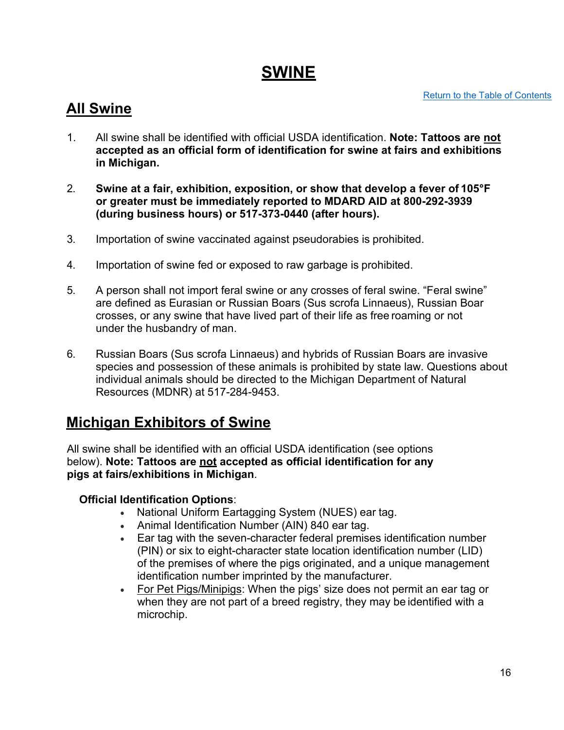# SWINE

[Return to the Table of Contents]

## All Swine

1. All swine shall be identified with official USDA identification. **Note: Tattoos are <u>not</u> accepted as an official form of identification for swine at fairs and exhibitions in Michigan.**

2. **Swine at a fair, exhibition, exposition, or show that develop a fever of 105°F or greater must be immediately reported to MDARD AID at 800-292-3939 (during business hours) or 517-373-0440 (after hours).**

3. Importation of swine vaccinated against pseudorabies is prohibited.

4. Importation of swine fed or exposed to raw garbage is prohibited.

5. A person shall not import feral swine or any crosses of feral swine. “Feral swine” are defined as Eurasian or Russian Boars (Sus scrofa Linnaeus), Russian Boar crosses, or any swine that have lived part of their life as free roaming or not under the husbandry of man.

6. Russian Boars (Sus scrofa Linnaeus) and hybrids of Russian Boars are invasive species and possession of these animals is prohibited by state law. Questions about individual animals should be directed to the Michigan Department of Natural Resources (MDNR) at 517-284-9453.

## Michigan Exhibitors of Swine

All swine shall be identified with an official USDA identification (see options below). **Note: Tattoos are <u>not</u> accepted as official identification for any pigs at fairs/exhibitions in Michigan**.

**Official Identification Options**:

- National Uniform Eartagging System (NUES) ear tag.
- Animal Identification Number (AIN) 840 ear tag.
- Ear tag with the seven-character federal premises identification number (PIN) or six to eight-character state location identification number (LID) of the premises of where the pigs originated, and a unique management identification number imprinted by the manufacturer.
- <u>For Pet Pigs/Minipigs</u>: When the pigs’ size does not permit an ear tag or when they are not part of a breed registry, they may be identified with a microchip.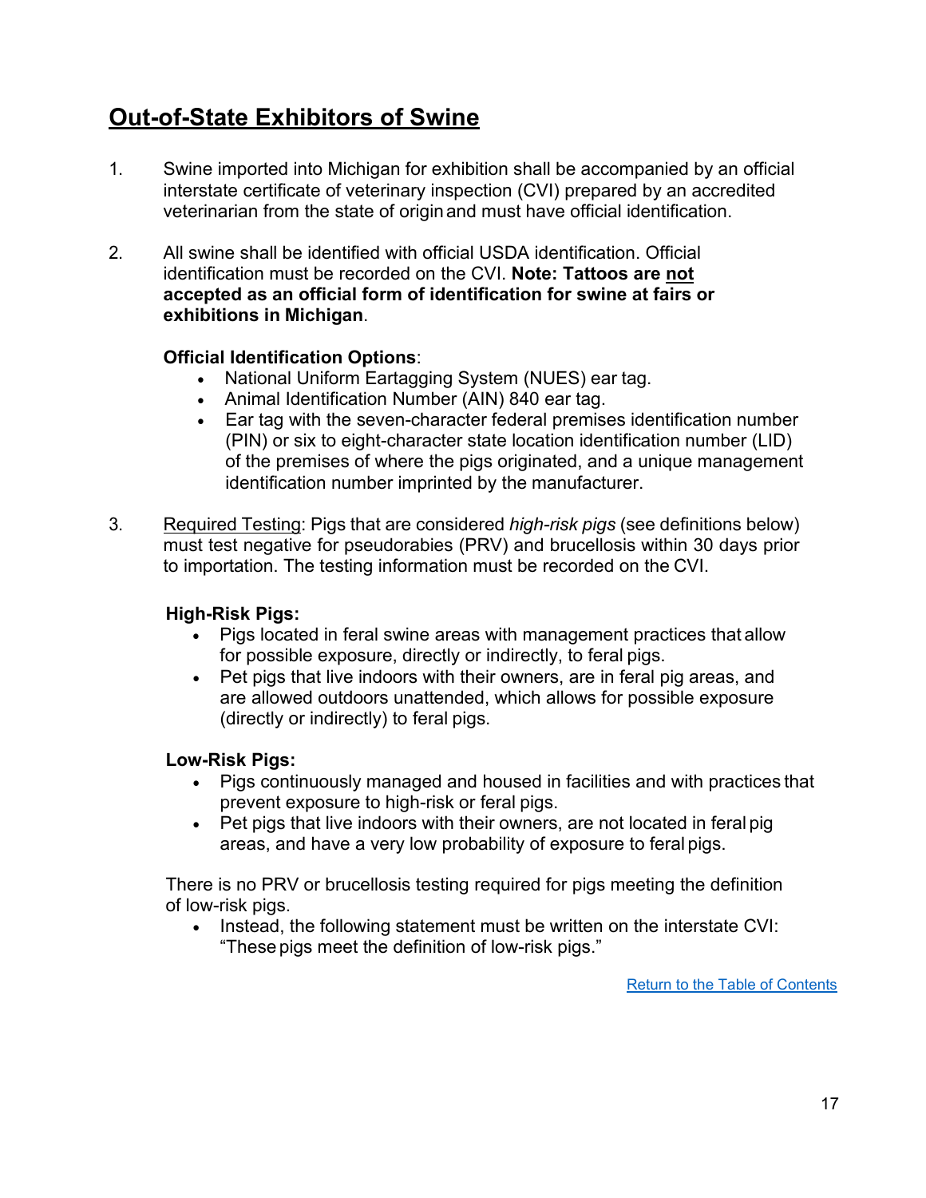## Out-of-State Exhibitors of Swine

1. Swine imported into Michigan for exhibition shall be accompanied by an official interstate certificate of veterinary inspection (CVI) prepared by an accredited veterinarian from the state of origin and must have official identification.

2. All swine shall be identified with official USDA identification. Official identification must be recorded on the CVI. **Note: Tattoos are not accepted as an official form of identification for swine at fairs or exhibitions in Michigan**.

   **Official Identification Options**:
   - National Uniform Eartagging System (NUES) ear tag.
   - Animal Identification Number (AIN) 840 ear tag.
   - Ear tag with the seven-character federal premises identification number (PIN) or six to eight-character state location identification number (LID) of the premises of where the pigs originated, and a unique management identification number imprinted by the manufacturer.

3. Required Testing: Pigs that are considered *high-risk pigs* (see definitions below) must test negative for pseudorabies (PRV) and brucellosis within 30 days prior to importation. The testing information must be recorded on the CVI.

   **High-Risk Pigs:**
   - Pigs located in feral swine areas with management practices that allow for possible exposure, directly or indirectly, to feral pigs.
   - Pet pigs that live indoors with their owners, are in feral pig areas, and are allowed outdoors unattended, which allows for possible exposure (directly or indirectly) to feral pigs.

   **Low-Risk Pigs:**
   - Pigs continuously managed and housed in facilities and with practices that prevent exposure to high-risk or feral pigs.
   - Pet pigs that live indoors with their owners, are not located in feral pig areas, and have a very low probability of exposure to feral pigs.

   There is no PRV or brucellosis testing required for pigs meeting the definition of low-risk pigs.
   - Instead, the following statement must be written on the interstate CVI: "These pigs meet the definition of low-risk pigs."

Return to the Table of Contents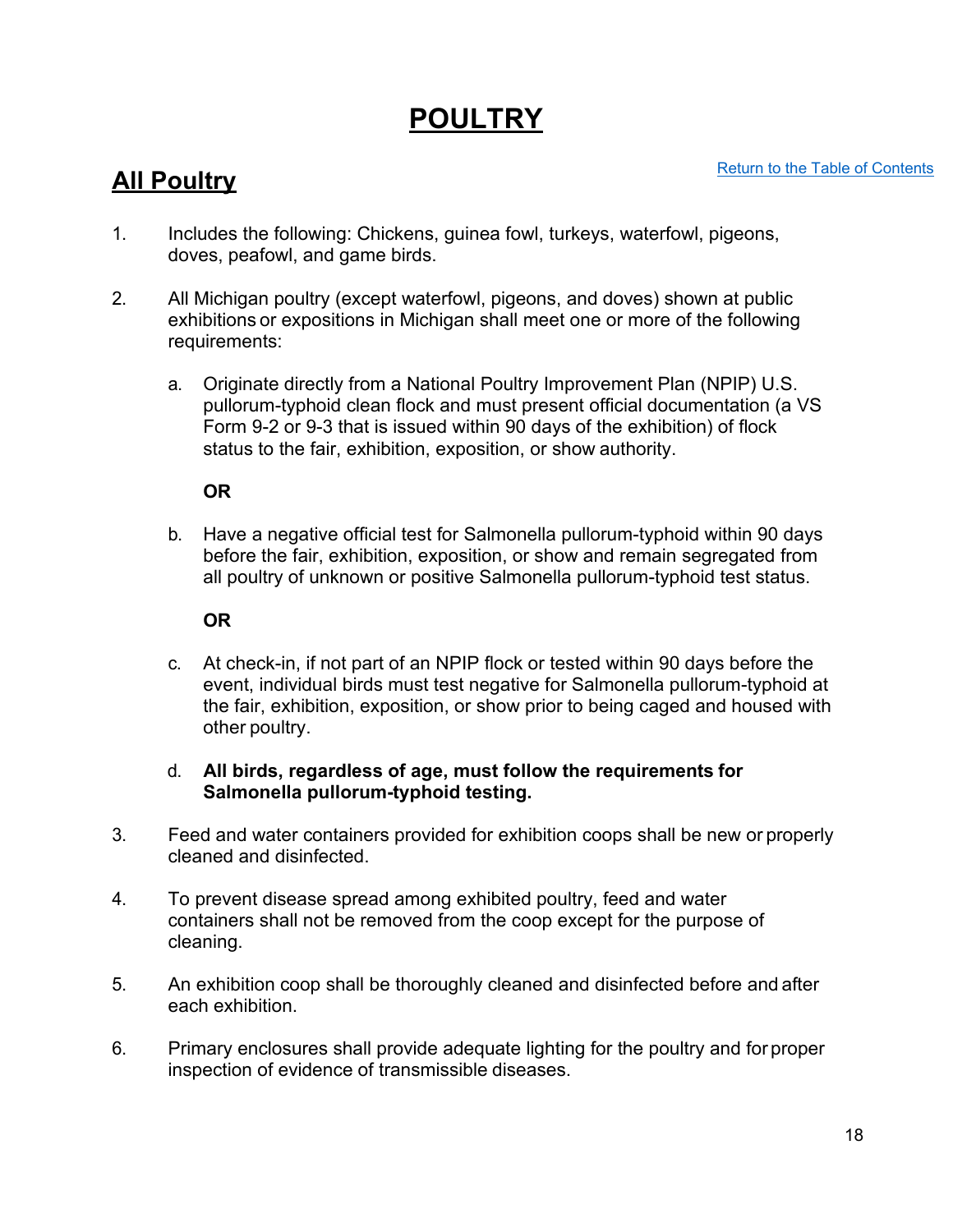# POULTRY

## All Poultry

[Return to the Table of Contents]

1. Includes the following: Chickens, guinea fowl, turkeys, waterfowl, pigeons, doves, peafowl, and game birds.

2. All Michigan poultry (except waterfowl, pigeons, and doves) shown at public exhibitions or expositions in Michigan shall meet one or more of the following requirements:

   a. Originate directly from a National Poultry Improvement Plan (NPIP) U.S. pullorum-typhoid clean flock and must present official documentation (a VS Form 9-2 or 9-3 that is issued within 90 days of the exhibition) of flock status to the fair, exhibition, exposition, or show authority.

   **OR**

   b. Have a negative official test for Salmonella pullorum-typhoid within 90 days before the fair, exhibition, exposition, or show and remain segregated from all poultry of unknown or positive Salmonella pullorum-typhoid test status.

   **OR**

   c. At check-in, if not part of an NPIP flock or tested within 90 days before the event, individual birds must test negative for Salmonella pullorum-typhoid at the fair, exhibition, exposition, or show prior to being caged and housed with other poultry.

   d. **All birds, regardless of age, must follow the requirements for Salmonella pullorum-typhoid testing.**

3. Feed and water containers provided for exhibition coops shall be new or properly cleaned and disinfected.

4. To prevent disease spread among exhibited poultry, feed and water containers shall not be removed from the coop except for the purpose of cleaning.

5. An exhibition coop shall be thoroughly cleaned and disinfected before and after each exhibition.

6. Primary enclosures shall provide adequate lighting for the poultry and for proper inspection of evidence of transmissible diseases.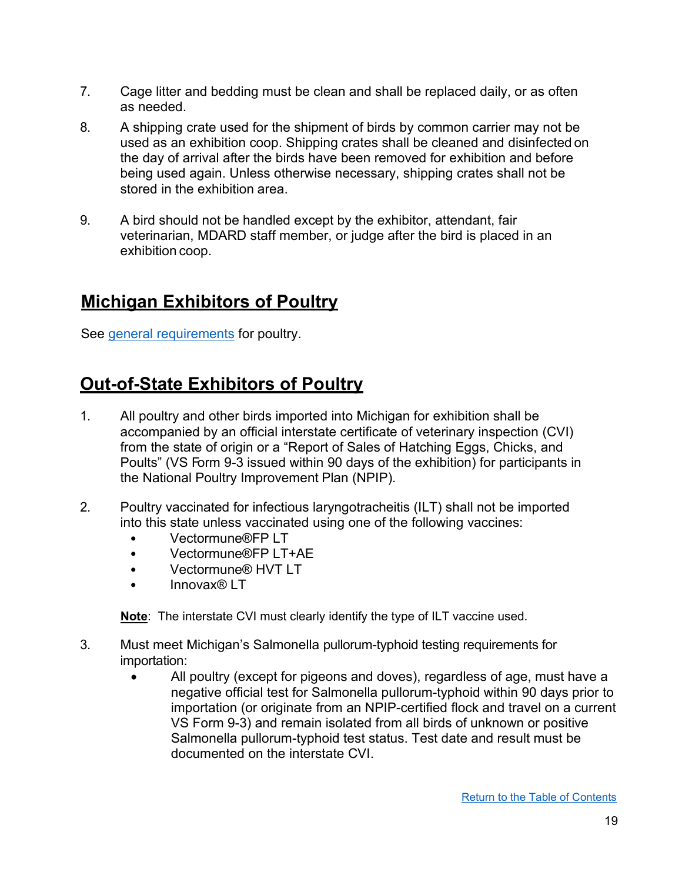7. Cage litter and bedding must be clean and shall be replaced daily, or as often as needed.

8. A shipping crate used for the shipment of birds by common carrier may not be used as an exhibition coop. Shipping crates shall be cleaned and disinfected on the day of arrival after the birds have been removed for exhibition and before being used again. Unless otherwise necessary, shipping crates shall not be stored in the exhibition area.

9. A bird should not be handled except by the exhibitor, attendant, fair veterinarian, MDARD staff member, or judge after the bird is placed in an exhibition coop.

## Michigan Exhibitors of Poultry

See [general requirements] for poultry.

## Out-of-State Exhibitors of Poultry

1. All poultry and other birds imported into Michigan for exhibition shall be accompanied by an official interstate certificate of veterinary inspection (CVI) from the state of origin or a "Report of Sales of Hatching Eggs, Chicks, and Poults" (VS Form 9-3 issued within 90 days of the exhibition) for participants in the National Poultry Improvement Plan (NPIP).

2. Poultry vaccinated for infectious laryngotracheitis (ILT) shall not be imported into this state unless vaccinated using one of the following vaccines:
   - Vectormune®FP LT
   - Vectormune®FP LT+AE
   - Vectormune® HVT LT
   - Innovax® LT

   **Note**: The interstate CVI must clearly identify the type of ILT vaccine used.

3. Must meet Michigan's Salmonella pullorum-typhoid testing requirements for importation:
   - All poultry (except for pigeons and doves), regardless of age, must have a negative official test for Salmonella pullorum-typhoid within 90 days prior to importation (or originate from an NPIP-certified flock and travel on a current VS Form 9-3) and remain isolated from all birds of unknown or positive Salmonella pullorum-typhoid test status. Test date and result must be documented on the interstate CVI.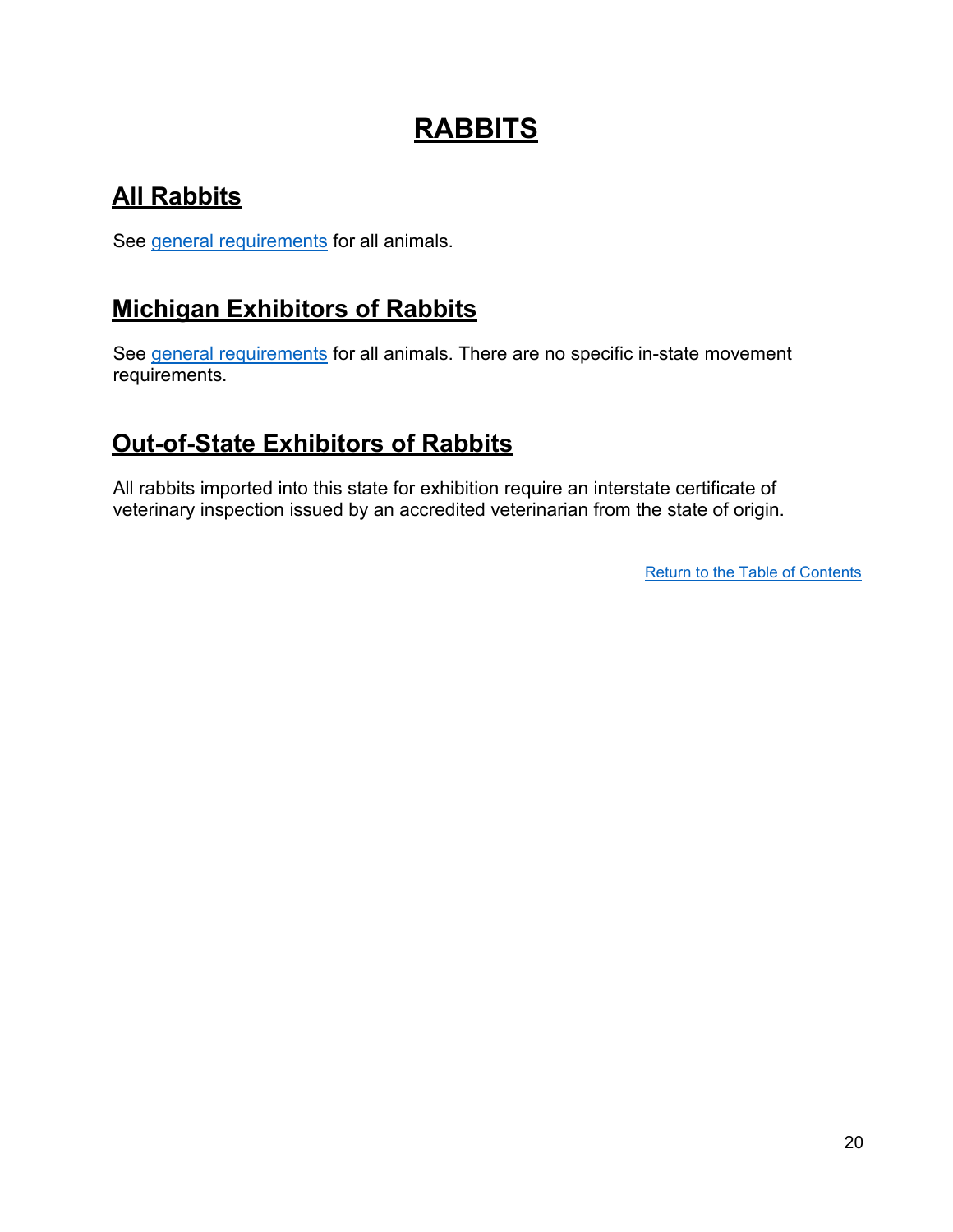# RABBITS

## All Rabbits

See general requirements for all animals.

## Michigan Exhibitors of Rabbits

See general requirements for all animals. There are no specific in-state movement requirements.

## Out-of-State Exhibitors of Rabbits

All rabbits imported into this state for exhibition require an interstate certificate of veterinary inspection issued by an accredited veterinarian from the state of origin.

Return to the Table of Contents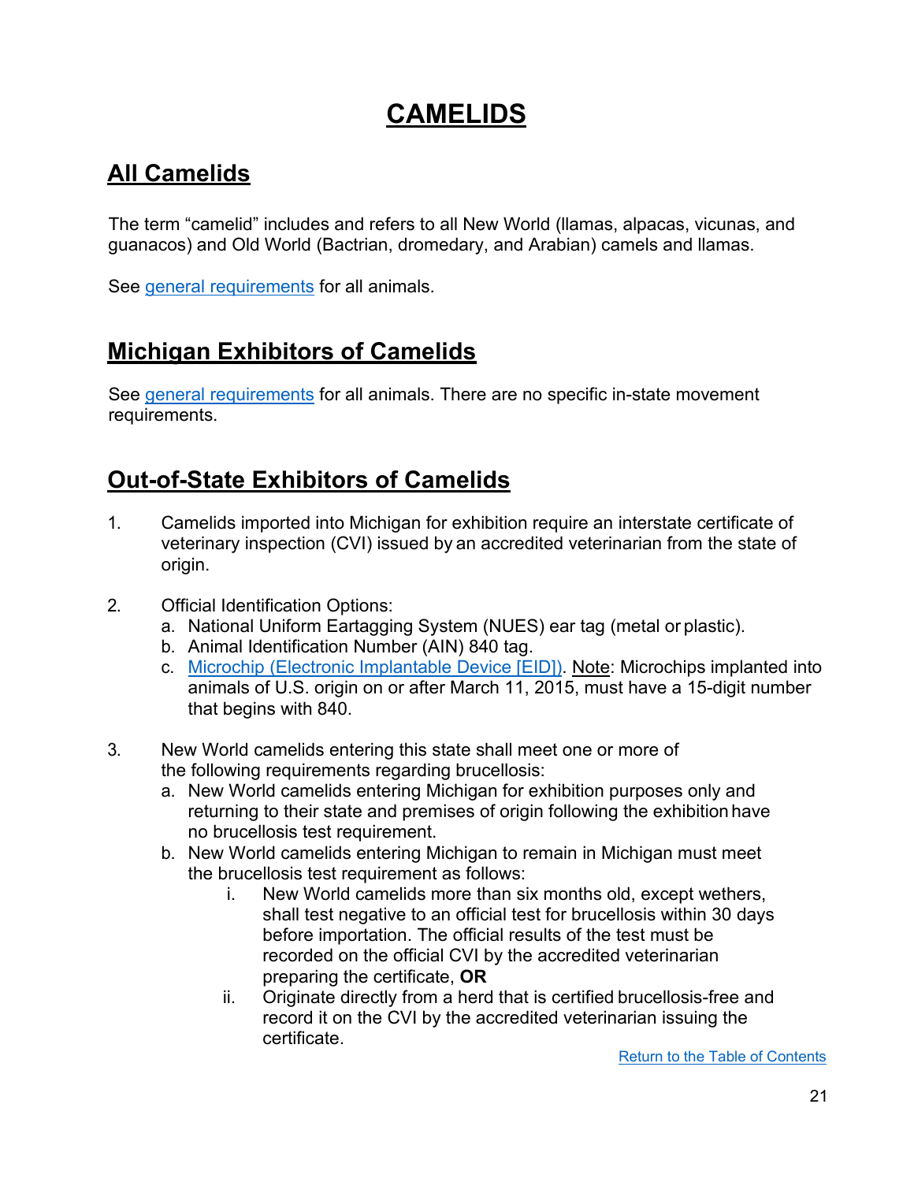# CAMELIDS

## All Camelids

The term "camelid" includes and refers to all New World (llamas, alpacas, vicunas, and guanacos) and Old World (Bactrian, dromedary, and Arabian) camels and llamas.

See [general requirements](#) for all animals.

## Michigan Exhibitors of Camelids

See [general requirements](#) for all animals. There are no specific in-state movement requirements.

## Out-of-State Exhibitors of Camelids

1. Camelids imported into Michigan for exhibition require an interstate certificate of veterinary inspection (CVI) issued by an accredited veterinarian from the state of origin.

2. Official Identification Options:
   a. National Uniform Eartagging System (NUES) ear tag (metal or plastic).
   b. Animal Identification Number (AIN) 840 tag.
   c. [Microchip (Electronic Implantable Device [EID])](#). Note: Microchips implanted into animals of U.S. origin on or after March 11, 2015, must have a 15-digit number that begins with 840.

3. New World camelids entering this state shall meet one or more of the following requirements regarding brucellosis:
   a. New World camelids entering Michigan for exhibition purposes only and returning to their state and premises of origin following the exhibition have no brucellosis test requirement.
   b. New World camelids entering Michigan to remain in Michigan must meet the brucellosis test requirement as follows:
      i. New World camelids more than six months old, except wethers, shall test negative to an official test for brucellosis within 30 days before importation. The official results of the test must be recorded on the official CVI by the accredited veterinarian preparing the certificate, **OR**
      ii. Originate directly from a herd that is certified brucellosis-free and record it on the CVI by the accredited veterinarian issuing the certificate.

[Return to the Table of Contents](#)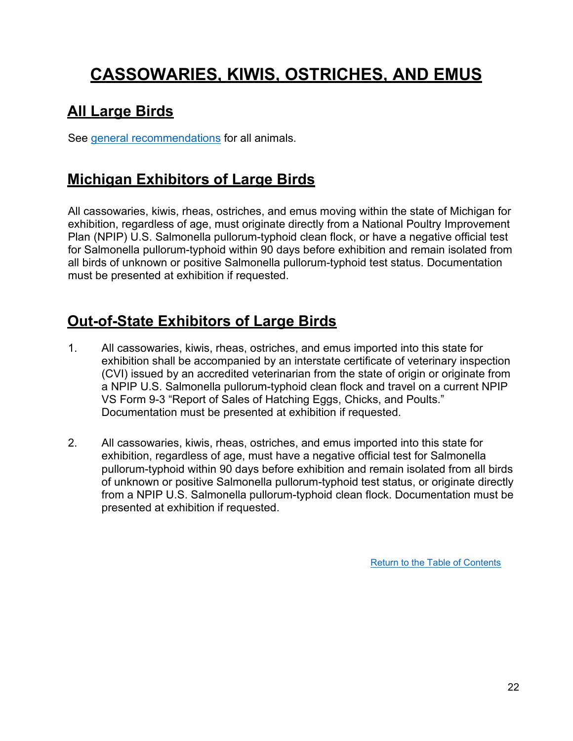# CASSOWARIES, KIWIS, OSTRICHES, AND EMUS

## All Large Birds

See general recommendations for all animals.

## Michigan Exhibitors of Large Birds

All cassowaries, kiwis, rheas, ostriches, and emus moving within the state of Michigan for exhibition, regardless of age, must originate directly from a National Poultry Improvement Plan (NPIP) U.S. Salmonella pullorum-typhoid clean flock, or have a negative official test for Salmonella pullorum-typhoid within 90 days before exhibition and remain isolated from all birds of unknown or positive Salmonella pullorum-typhoid test status. Documentation must be presented at exhibition if requested.

## Out-of-State Exhibitors of Large Birds

1. All cassowaries, kiwis, rheas, ostriches, and emus imported into this state for exhibition shall be accompanied by an interstate certificate of veterinary inspection (CVI) issued by an accredited veterinarian from the state of origin or originate from a NPIP U.S. Salmonella pullorum-typhoid clean flock and travel on a current NPIP VS Form 9-3 "Report of Sales of Hatching Eggs, Chicks, and Poults." Documentation must be presented at exhibition if requested.

2. All cassowaries, kiwis, rheas, ostriches, and emus imported into this state for exhibition, regardless of age, must have a negative official test for Salmonella pullorum-typhoid within 90 days before exhibition and remain isolated from all birds of unknown or positive Salmonella pullorum-typhoid test status, or originate directly from a NPIP U.S. Salmonella pullorum-typhoid clean flock. Documentation must be presented at exhibition if requested.

Return to the Table of Contents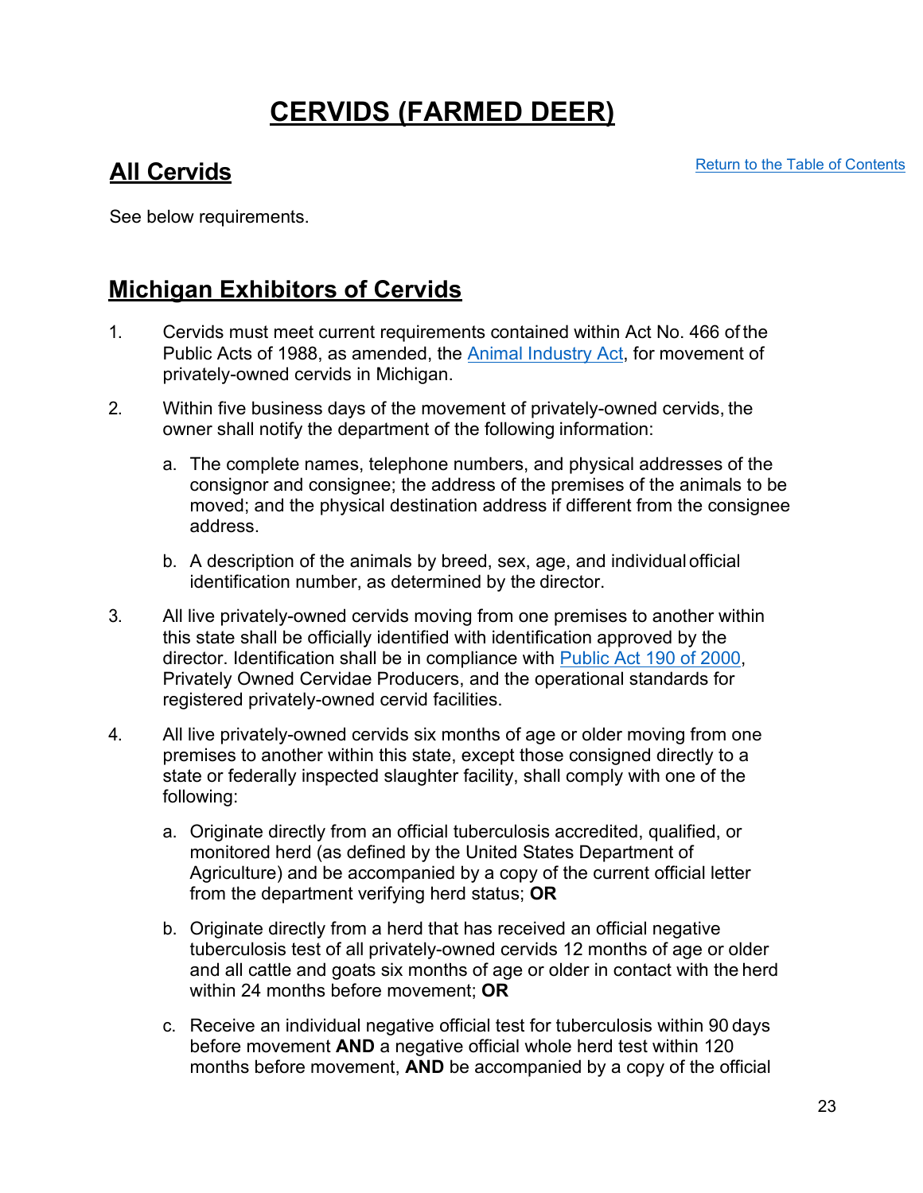# CERVIDS (FARMED DEER)

## All Cervids

[Return to the Table of Contents]

See below requirements.

## Michigan Exhibitors of Cervids

1. Cervids must meet current requirements contained within Act No. 466 of the Public Acts of 1988, as amended, the Animal Industry Act, for movement of privately-owned cervids in Michigan.

2. Within five business days of the movement of privately-owned cervids, the owner shall notify the department of the following information:

   a. The complete names, telephone numbers, and physical addresses of the consignor and consignee; the address of the premises of the animals to be moved; and the physical destination address if different from the consignee address.

   b. A description of the animals by breed, sex, age, and individual official identification number, as determined by the director.

3. All live privately-owned cervids moving from one premises to another within this state shall be officially identified with identification approved by the director. Identification shall be in compliance with Public Act 190 of 2000, Privately Owned Cervidae Producers, and the operational standards for registered privately-owned cervid facilities.

4. All live privately-owned cervids six months of age or older moving from one premises to another within this state, except those consigned directly to a state or federally inspected slaughter facility, shall comply with one of the following:

   a. Originate directly from an official tuberculosis accredited, qualified, or monitored herd (as defined by the United States Department of Agriculture) and be accompanied by a copy of the current official letter from the department verifying herd status; **OR**

   b. Originate directly from a herd that has received an official negative tuberculosis test of all privately-owned cervids 12 months of age or older and all cattle and goats six months of age or older in contact with the herd within 24 months before movement; **OR**

   c. Receive an individual negative official test for tuberculosis within 90 days before movement **AND** a negative official whole herd test within 120 months before movement, **AND** be accompanied by a copy of the official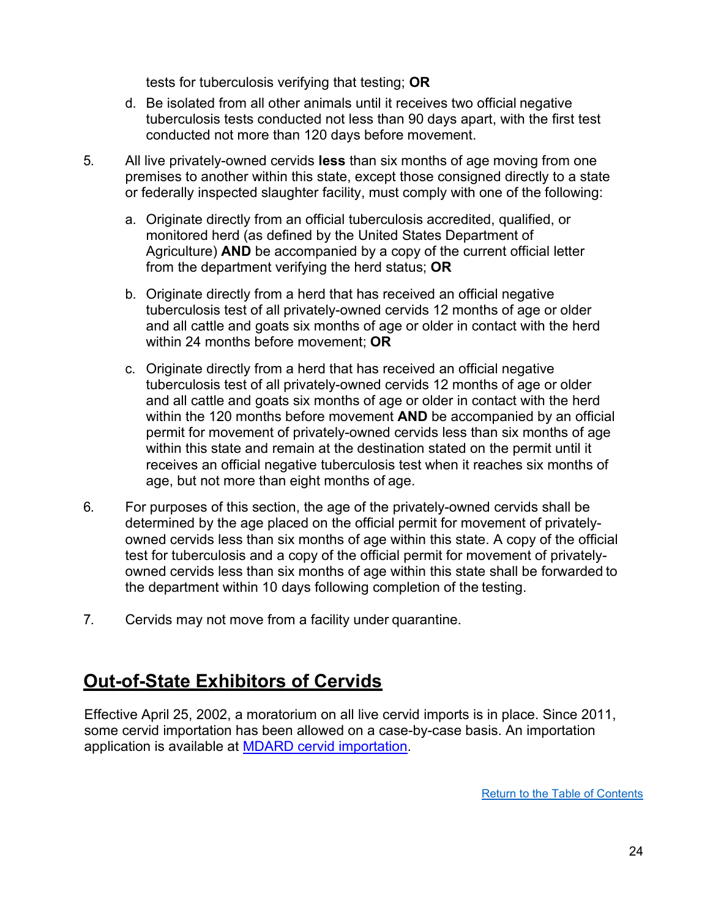tests for tuberculosis verifying that testing; **OR**

d. Be isolated from all other animals until it receives two official negative tuberculosis tests conducted not less than 90 days apart, with the first test conducted not more than 120 days before movement.

5. All live privately-owned cervids **less** than six months of age moving from one premises to another within this state, except those consigned directly to a state or federally inspected slaughter facility, must comply with one of the following:

   a. Originate directly from an official tuberculosis accredited, qualified, or monitored herd (as defined by the United States Department of Agriculture) **AND** be accompanied by a copy of the current official letter from the department verifying the herd status; **OR**

   b. Originate directly from a herd that has received an official negative tuberculosis test of all privately-owned cervids 12 months of age or older and all cattle and goats six months of age or older in contact with the herd within 24 months before movement; **OR**

   c. Originate directly from a herd that has received an official negative tuberculosis test of all privately-owned cervids 12 months of age or older and all cattle and goats six months of age or older in contact with the herd within the 120 months before movement **AND** be accompanied by an official permit for movement of privately-owned cervids less than six months of age within this state and remain at the destination stated on the permit until it receives an official negative tuberculosis test when it reaches six months of age, but not more than eight months of age.

6. For purposes of this section, the age of the privately-owned cervids shall be determined by the age placed on the official permit for movement of privately-owned cervids less than six months of age within this state. A copy of the official test for tuberculosis and a copy of the official permit for movement of privately-owned cervids less than six months of age within this state shall be forwarded to the department within 10 days following completion of the testing.

7. Cervids may not move from a facility under quarantine.

## Out-of-State Exhibitors of Cervids

Effective April 25, 2002, a moratorium on all live cervid imports is in place. Since 2011, some cervid importation has been allowed on a case-by-case basis. An importation application is available at [MDARD cervid importation](#).

[Return to the Table of Contents](#)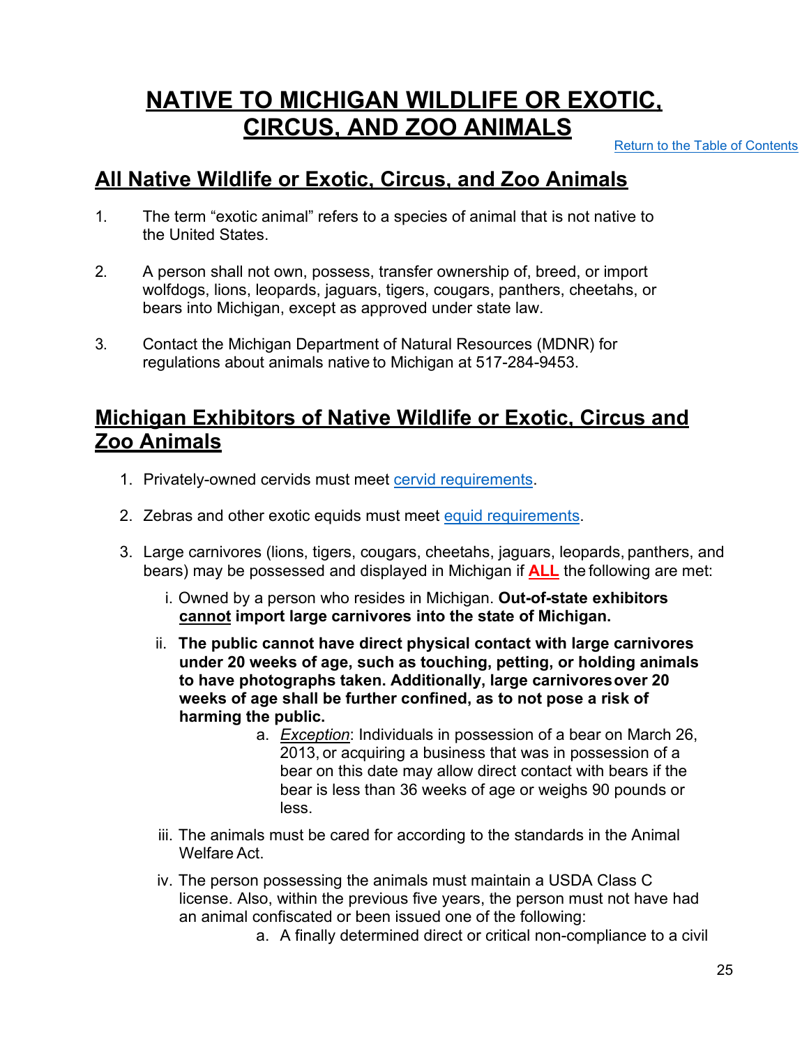# NATIVE TO MICHIGAN WILDLIFE OR EXOTIC, CIRCUS, AND ZOO ANIMALS

Return to the Table of Contents

## All Native Wildlife or Exotic, Circus, and Zoo Animals

1. The term “exotic animal” refers to a species of animal that is not native to the United States.

2. A person shall not own, possess, transfer ownership of, breed, or import wolfdogs, lions, leopards, jaguars, tigers, cougars, panthers, cheetahs, or bears into Michigan, except as approved under state law.

3. Contact the Michigan Department of Natural Resources (MDNR) for regulations about animals native to Michigan at 517-284-9453.

## Michigan Exhibitors of Native Wildlife or Exotic, Circus and Zoo Animals

1. Privately-owned cervids must meet cervid requirements.

2. Zebras and other exotic equids must meet equid requirements.

3. Large carnivores (lions, tigers, cougars, cheetahs, jaguars, leopards, panthers, and bears) may be possessed and displayed in Michigan if **ALL** the following are met:

   i. Owned by a person who resides in Michigan. **Out-of-state exhibitors cannot import large carnivores into the state of Michigan.**

   ii. **The public cannot have direct physical contact with large carnivores under 20 weeks of age, such as touching, petting, or holding animals to have photographs taken. Additionally, large carnivores over 20 weeks of age shall be further confined, as to not pose a risk of harming the public.**

      a. *Exception*: Individuals in possession of a bear on March 26, 2013, or acquiring a business that was in possession of a bear on this date may allow direct contact with bears if the bear is less than 36 weeks of age or weighs 90 pounds or less.

   iii. The animals must be cared for according to the standards in the Animal Welfare Act.

   iv. The person possessing the animals must maintain a USDA Class C license. Also, within the previous five years, the person must not have had an animal confiscated or been issued one of the following:

      a. A finally determined direct or critical non-compliance to a civil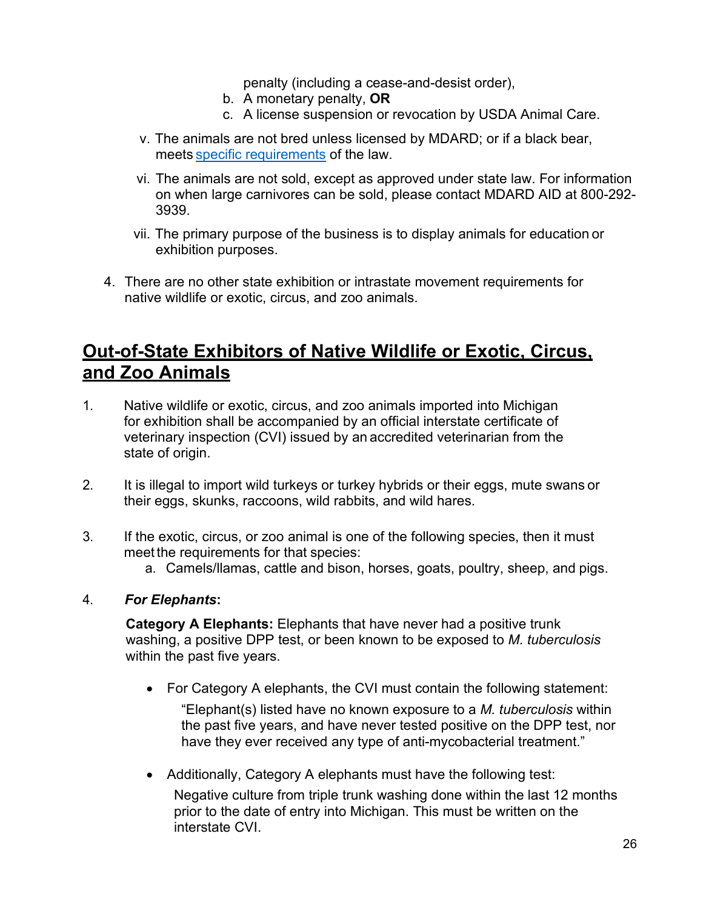penalty (including a cease-and-desist order),

b. A monetary penalty, **OR**
c. A license suspension or revocation by USDA Animal Care.

v. The animals are not bred unless licensed by MDARD; or if a black bear, meets [specific requirements]() of the law.

vi. The animals are not sold, except as approved under state law. For information on when large carnivores can be sold, please contact MDARD AID at 800-292-3939.

vii. The primary purpose of the business is to display animals for education or exhibition purposes.

4. There are no other state exhibition or intrastate movement requirements for native wildlife or exotic, circus, and zoo animals.

## Out-of-State Exhibitors of Native Wildlife or Exotic, Circus, and Zoo Animals

1. Native wildlife or exotic, circus, and zoo animals imported into Michigan for exhibition shall be accompanied by an official interstate certificate of veterinary inspection (CVI) issued by an accredited veterinarian from the state of origin.

2. It is illegal to import wild turkeys or turkey hybrids or their eggs, mute swans or their eggs, skunks, raccoons, wild rabbits, and wild hares.

3. If the exotic, circus, or zoo animal is one of the following species, then it must meet the requirements for that species:
   a. Camels/llamas, cattle and bison, horses, goats, poultry, sheep, and pigs.

4. ***For Elephants*:**

   **Category A Elephants:** Elephants that have never had a positive trunk washing, a positive DPP test, or been known to be exposed to *M. tuberculosis* within the past five years.

   - For Category A elephants, the CVI must contain the following statement:

     "Elephant(s) listed have no known exposure to a *M. tuberculosis* within the past five years, and have never tested positive on the DPP test, nor have they ever received any type of anti-mycobacterial treatment."

   - Additionally, Category A elephants must have the following test:

     Negative culture from triple trunk washing done within the last 12 months prior to the date of entry into Michigan. This must be written on the interstate CVI.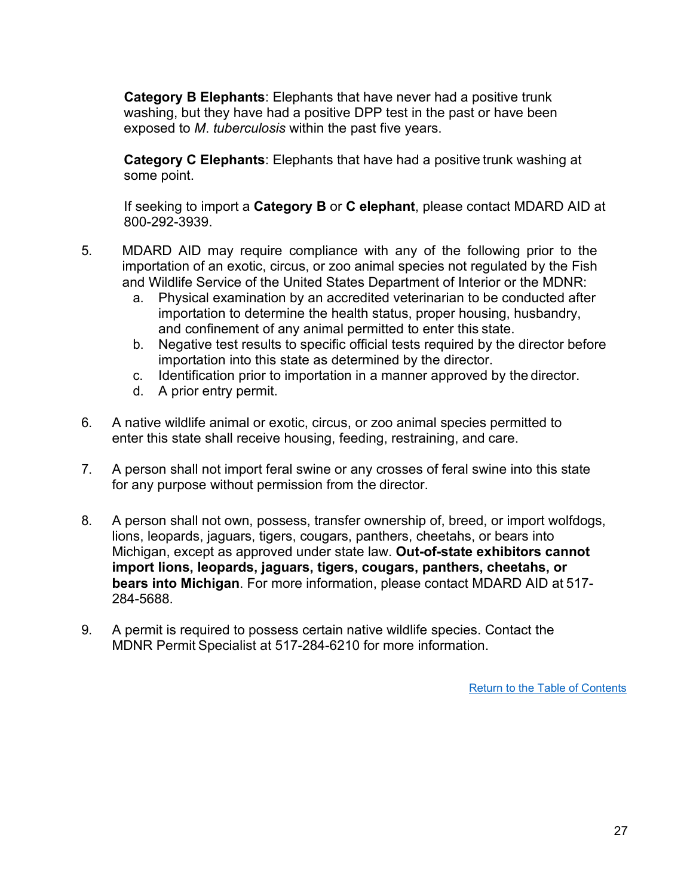**Category B Elephants**: Elephants that have never had a positive trunk washing, but they have had a positive DPP test in the past or have been exposed to *M. tuberculosis* within the past five years.

**Category C Elephants**: Elephants that have had a positive trunk washing at some point.

If seeking to import a **Category B** or **C elephant**, please contact MDARD AID at 800-292-3939.

5. MDARD AID may require compliance with any of the following prior to the importation of an exotic, circus, or zoo animal species not regulated by the Fish and Wildlife Service of the United States Department of Interior or the MDNR:
   a. Physical examination by an accredited veterinarian to be conducted after importation to determine the health status, proper housing, husbandry, and confinement of any animal permitted to enter this state.
   b. Negative test results to specific official tests required by the director before importation into this state as determined by the director.
   c. Identification prior to importation in a manner approved by the director.
   d. A prior entry permit.

6. A native wildlife animal or exotic, circus, or zoo animal species permitted to enter this state shall receive housing, feeding, restraining, and care.

7. A person shall not import feral swine or any crosses of feral swine into this state for any purpose without permission from the director.

8. A person shall not own, possess, transfer ownership of, breed, or import wolfdogs, lions, leopards, jaguars, tigers, cougars, panthers, cheetahs, or bears into Michigan, except as approved under state law. **Out-of-state exhibitors cannot import lions, leopards, jaguars, tigers, cougars, panthers, cheetahs, or bears into Michigan**. For more information, please contact MDARD AID at 517-284-5688.

9. A permit is required to possess certain native wildlife species. Contact the MDNR Permit Specialist at 517-284-6210 for more information.

Return to the Table of Contents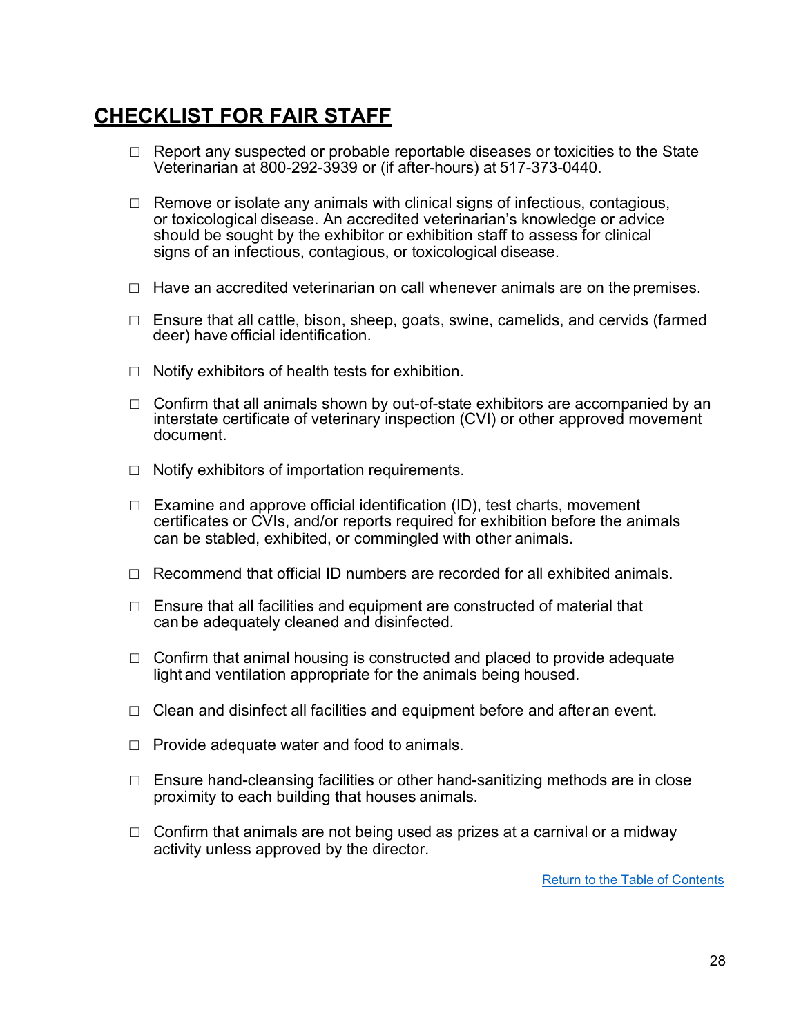# CHECKLIST FOR FAIR STAFF

- ☐ Report any suspected or probable reportable diseases or toxicities to the State Veterinarian at 800-292-3939 or (if after-hours) at 517-373-0440.
- ☐ Remove or isolate any animals with clinical signs of infectious, contagious, or toxicological disease. An accredited veterinarian's knowledge or advice should be sought by the exhibitor or exhibition staff to assess for clinical signs of an infectious, contagious, or toxicological disease.
- ☐ Have an accredited veterinarian on call whenever animals are on the premises.
- ☐ Ensure that all cattle, bison, sheep, goats, swine, camelids, and cervids (farmed deer) have official identification.
- ☐ Notify exhibitors of health tests for exhibition.
- ☐ Confirm that all animals shown by out-of-state exhibitors are accompanied by an interstate certificate of veterinary inspection (CVI) or other approved movement document.
- ☐ Notify exhibitors of importation requirements.
- ☐ Examine and approve official identification (ID), test charts, movement certificates or CVIs, and/or reports required for exhibition before the animals can be stabled, exhibited, or commingled with other animals.
- ☐ Recommend that official ID numbers are recorded for all exhibited animals.
- ☐ Ensure that all facilities and equipment are constructed of material that can be adequately cleaned and disinfected.
- ☐ Confirm that animal housing is constructed and placed to provide adequate light and ventilation appropriate for the animals being housed.
- ☐ Clean and disinfect all facilities and equipment before and after an event.
- ☐ Provide adequate water and food to animals.
- ☐ Ensure hand-cleansing facilities or other hand-sanitizing methods are in close proximity to each building that houses animals.
- ☐ Confirm that animals are not being used as prizes at a carnival or a midway activity unless approved by the director.

Return to the Table of Contents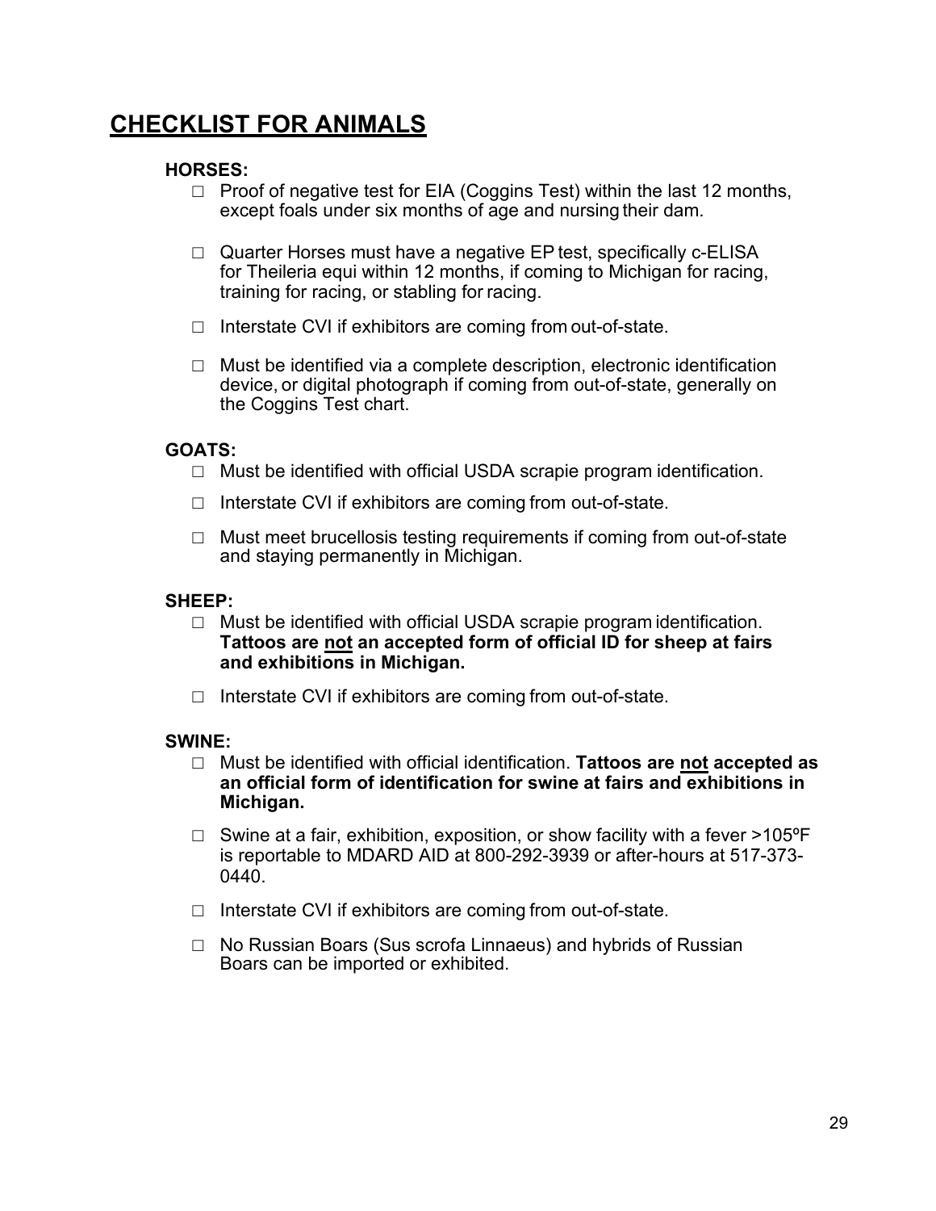# CHECKLIST FOR ANIMALS

### HORSES:

- ☐ Proof of negative test for EIA (Coggins Test) within the last 12 months, except foals under six months of age and nursing their dam.
- ☐ Quarter Horses must have a negative EP test, specifically c-ELISA for Theileria equi within 12 months, if coming to Michigan for racing, training for racing, or stabling for racing.
- ☐ Interstate CVI if exhibitors are coming from out-of-state.
- ☐ Must be identified via a complete description, electronic identification device, or digital photograph if coming from out-of-state, generally on the Coggins Test chart.

### GOATS:

- ☐ Must be identified with official USDA scrapie program identification.
- ☐ Interstate CVI if exhibitors are coming from out-of-state.
- ☐ Must meet brucellosis testing requirements if coming from out-of-state and staying permanently in Michigan.

### SHEEP:

- ☐ Must be identified with official USDA scrapie program identification. **Tattoos are <u>not</u> an accepted form of official ID for sheep at fairs and exhibitions in Michigan.**
- ☐ Interstate CVI if exhibitors are coming from out-of-state.

### SWINE:

- ☐ Must be identified with official identification. **Tattoos are <u>not</u> accepted as an official form of identification for swine at fairs and exhibitions in Michigan.**
- ☐ Swine at a fair, exhibition, exposition, or show facility with a fever >105ºF is reportable to MDARD AID at 800-292-3939 or after-hours at 517-373-0440.
- ☐ Interstate CVI if exhibitors are coming from out-of-state.
- ☐ No Russian Boars (Sus scrofa Linnaeus) and hybrids of Russian Boars can be imported or exhibited.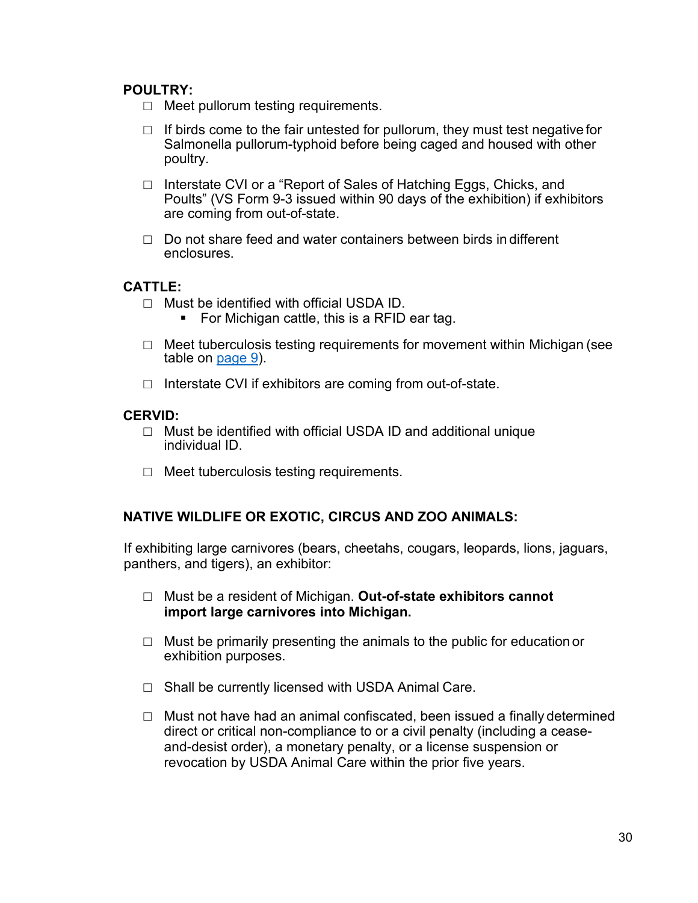**POULTRY:**

- ☐ Meet pullorum testing requirements.
- ☐ If birds come to the fair untested for pullorum, they must test negative for Salmonella pullorum-typhoid before being caged and housed with other poultry.
- ☐ Interstate CVI or a "Report of Sales of Hatching Eggs, Chicks, and Poults" (VS Form 9-3 issued within 90 days of the exhibition) if exhibitors are coming from out-of-state.
- ☐ Do not share feed and water containers between birds in different enclosures.

**CATTLE:**

- ☐ Must be identified with official USDA ID.
  - For Michigan cattle, this is a RFID ear tag.
- ☐ Meet tuberculosis testing requirements for movement within Michigan (see table on page 9).
- ☐ Interstate CVI if exhibitors are coming from out-of-state.

**CERVID:**

- ☐ Must be identified with official USDA ID and additional unique individual ID.
- ☐ Meet tuberculosis testing requirements.

**NATIVE WILDLIFE OR EXOTIC, CIRCUS AND ZOO ANIMALS:**

If exhibiting large carnivores (bears, cheetahs, cougars, leopards, lions, jaguars, panthers, and tigers), an exhibitor:

- ☐ Must be a resident of Michigan. **Out-of-state exhibitors cannot import large carnivores into Michigan.**
- ☐ Must be primarily presenting the animals to the public for education or exhibition purposes.
- ☐ Shall be currently licensed with USDA Animal Care.
- ☐ Must not have had an animal confiscated, been issued a finally determined direct or critical non-compliance to or a civil penalty (including a cease-and-desist order), a monetary penalty, or a license suspension or revocation by USDA Animal Care within the prior five years.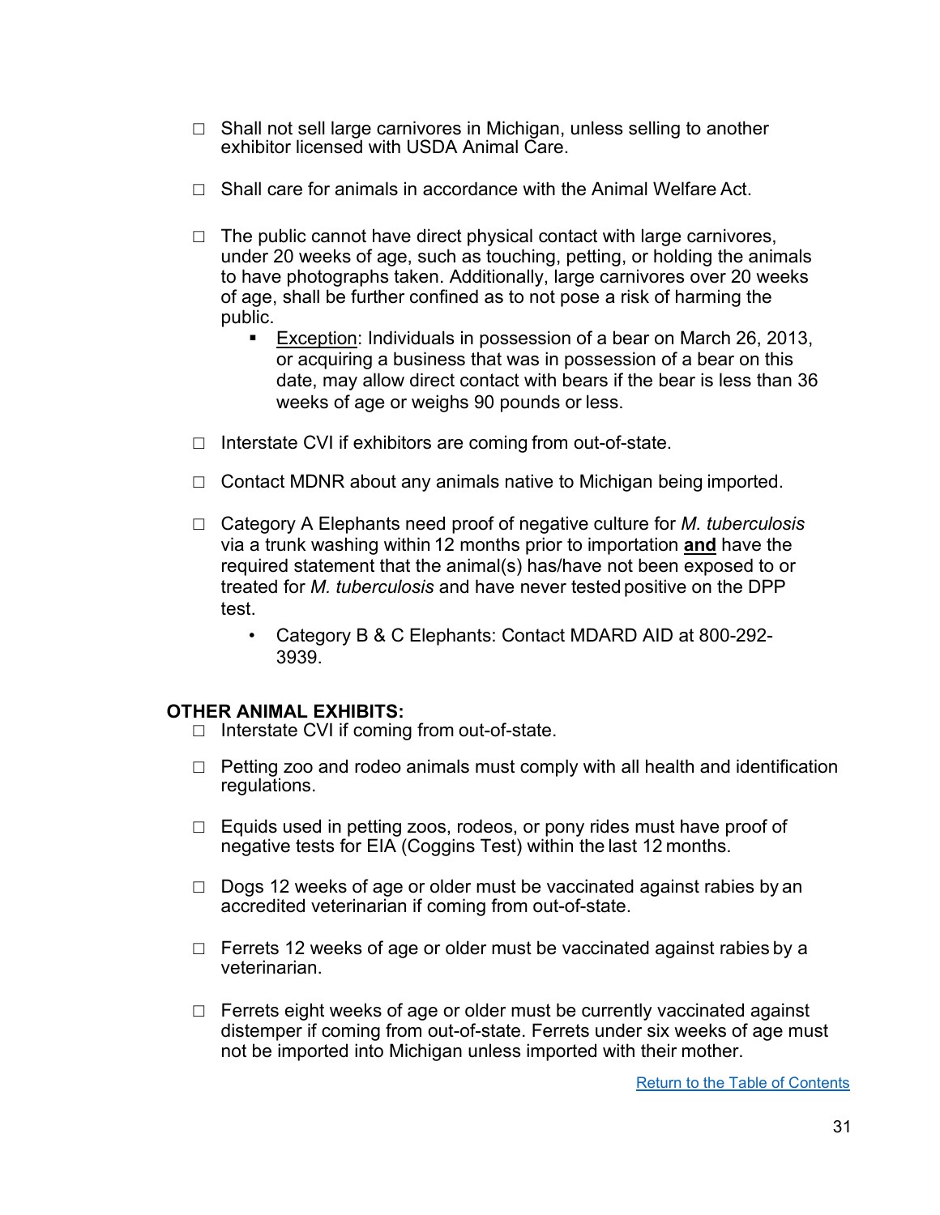- ☐ Shall not sell large carnivores in Michigan, unless selling to another exhibitor licensed with USDA Animal Care.

- ☐ Shall care for animals in accordance with the Animal Welfare Act.

- ☐ The public cannot have direct physical contact with large carnivores, under 20 weeks of age, such as touching, petting, or holding the animals to have photographs taken. Additionally, large carnivores over 20 weeks of age, shall be further confined as to not pose a risk of harming the public.
  - <u>Exception</u>: Individuals in possession of a bear on March 26, 2013, or acquiring a business that was in possession of a bear on this date, may allow direct contact with bears if the bear is less than 36 weeks of age or weighs 90 pounds or less.

- ☐ Interstate CVI if exhibitors are coming from out-of-state.

- ☐ Contact MDNR about any animals native to Michigan being imported.

- ☐ Category A Elephants need proof of negative culture for *M. tuberculosis* via a trunk washing within 12 months prior to importation **<u>and</u>** have the required statement that the animal(s) has/have not been exposed to or treated for *M. tuberculosis* and have never tested positive on the DPP test.
  - Category B & C Elephants: Contact MDARD AID at 800-292-3939.

**OTHER ANIMAL EXHIBITS:**

- ☐ Interstate CVI if coming from out-of-state.

- ☐ Petting zoo and rodeo animals must comply with all health and identification regulations.

- ☐ Equids used in petting zoos, rodeos, or pony rides must have proof of negative tests for EIA (Coggins Test) within the last 12 months.

- ☐ Dogs 12 weeks of age or older must be vaccinated against rabies by an accredited veterinarian if coming from out-of-state.

- ☐ Ferrets 12 weeks of age or older must be vaccinated against rabies by a veterinarian.

- ☐ Ferrets eight weeks of age or older must be currently vaccinated against distemper if coming from out-of-state. Ferrets under six weeks of age must not be imported into Michigan unless imported with their mother.

Return to the Table of Contents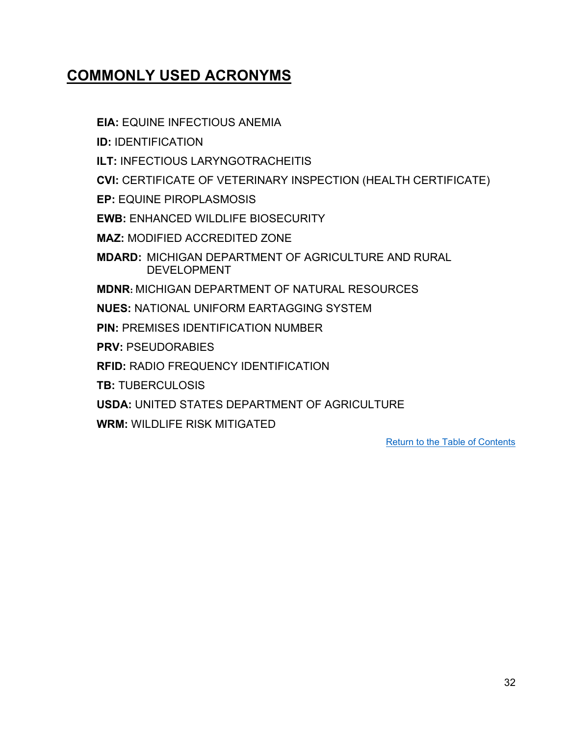## COMMONLY USED ACRONYMS

**EIA:** EQUINE INFECTIOUS ANEMIA

**ID:** IDENTIFICATION

**ILT:** INFECTIOUS LARYNGOTRACHEITIS

**CVI:** CERTIFICATE OF VETERINARY INSPECTION (HEALTH CERTIFICATE)

**EP:** EQUINE PIROPLASMOSIS

**EWB:** ENHANCED WILDLIFE BIOSECURITY

**MAZ:** MODIFIED ACCREDITED ZONE

**MDARD:** MICHIGAN DEPARTMENT OF AGRICULTURE AND RURAL DEVELOPMENT

**MDNR:** MICHIGAN DEPARTMENT OF NATURAL RESOURCES

**NUES:** NATIONAL UNIFORM EARTAGGING SYSTEM

**PIN:** PREMISES IDENTIFICATION NUMBER

**PRV:** PSEUDORABIES

**RFID:** RADIO FREQUENCY IDENTIFICATION

**TB:** TUBERCULOSIS

**USDA:** UNITED STATES DEPARTMENT OF AGRICULTURE

**WRM:** WILDLIFE RISK MITIGATED

Return to the Table of Contents